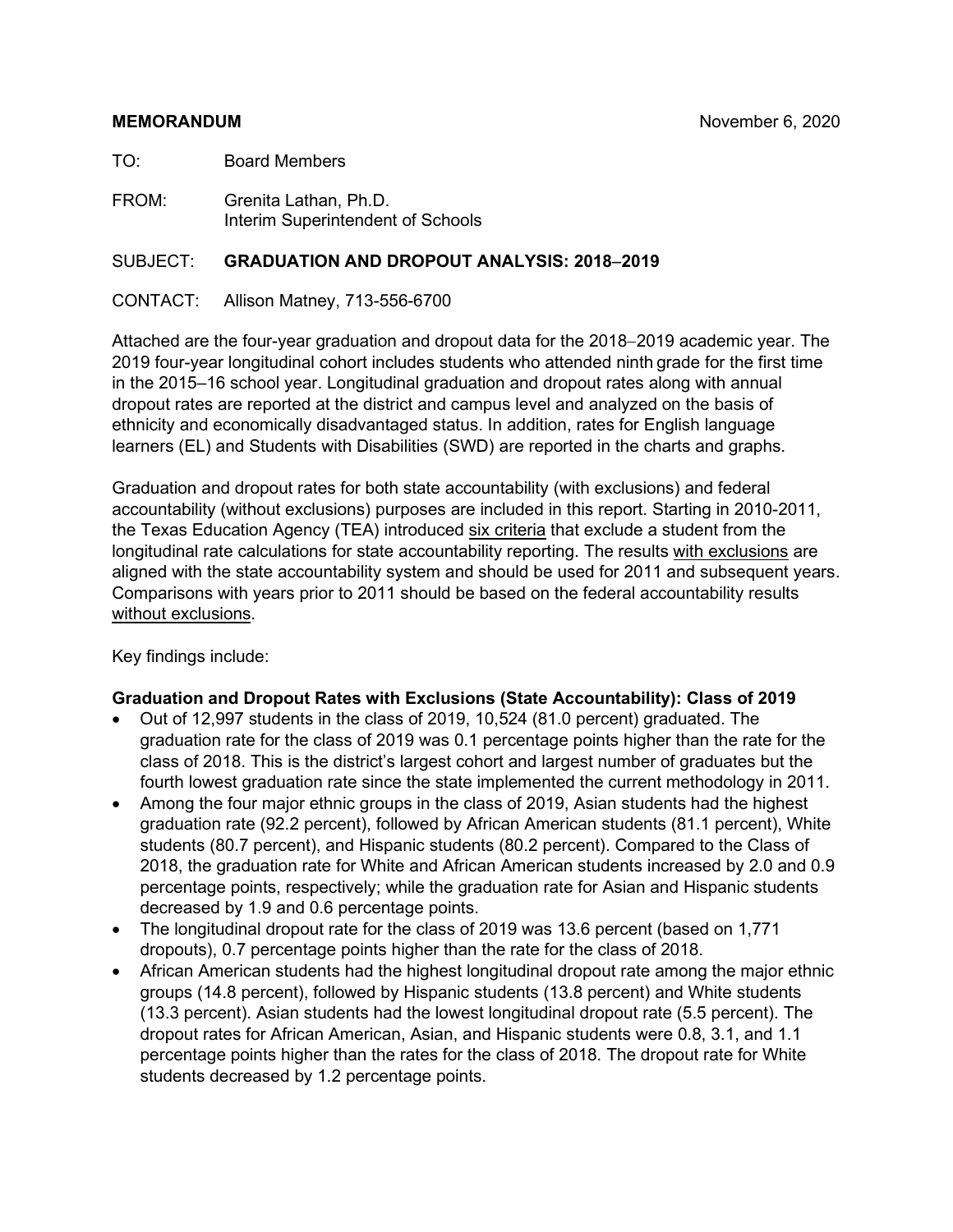**MEMORANDUM** November 6, 2020

TO: Board Members

FROM: Grenita Lathan, Ph.D.
Interim Superintendent of Schools

SUBJECT: **GRADUATION AND DROPOUT ANALYSIS: 2018–2019**

CONTACT: Allison Matney, 713-556-6700

Attached are the four-year graduation and dropout data for the 2018–2019 academic year. The 2019 four-year longitudinal cohort includes students who attended ninth grade for the first time in the 2015–16 school year. Longitudinal graduation and dropout rates along with annual dropout rates are reported at the district and campus level and analyzed on the basis of ethnicity and economically disadvantaged status. In addition, rates for English language learners (EL) and Students with Disabilities (SWD) are reported in the charts and graphs.

Graduation and dropout rates for both state accountability (with exclusions) and federal accountability (without exclusions) purposes are included in this report. Starting in 2010-2011, the Texas Education Agency (TEA) introduced six criteria that exclude a student from the longitudinal rate calculations for state accountability reporting. The results with exclusions are aligned with the state accountability system and should be used for 2011 and subsequent years. Comparisons with years prior to 2011 should be based on the federal accountability results without exclusions.

Key findings include:

**Graduation and Dropout Rates with Exclusions (State Accountability): Class of 2019**

- Out of 12,997 students in the class of 2019, 10,524 (81.0 percent) graduated. The graduation rate for the class of 2019 was 0.1 percentage points higher than the rate for the class of 2018. This is the district's largest cohort and largest number of graduates but the fourth lowest graduation rate since the state implemented the current methodology in 2011.
- Among the four major ethnic groups in the class of 2019, Asian students had the highest graduation rate (92.2 percent), followed by African American students (81.1 percent), White students (80.7 percent), and Hispanic students (80.2 percent). Compared to the Class of 2018, the graduation rate for White and African American students increased by 2.0 and 0.9 percentage points, respectively; while the graduation rate for Asian and Hispanic students decreased by 1.9 and 0.6 percentage points.
- The longitudinal dropout rate for the class of 2019 was 13.6 percent (based on 1,771 dropouts), 0.7 percentage points higher than the rate for the class of 2018.
- African American students had the highest longitudinal dropout rate among the major ethnic groups (14.8 percent), followed by Hispanic students (13.8 percent) and White students (13.3 percent). Asian students had the lowest longitudinal dropout rate (5.5 percent). The dropout rates for African American, Asian, and Hispanic students were 0.8, 3.1, and 1.1 percentage points higher than the rates for the class of 2018. The dropout rate for White students decreased by 1.2 percentage points.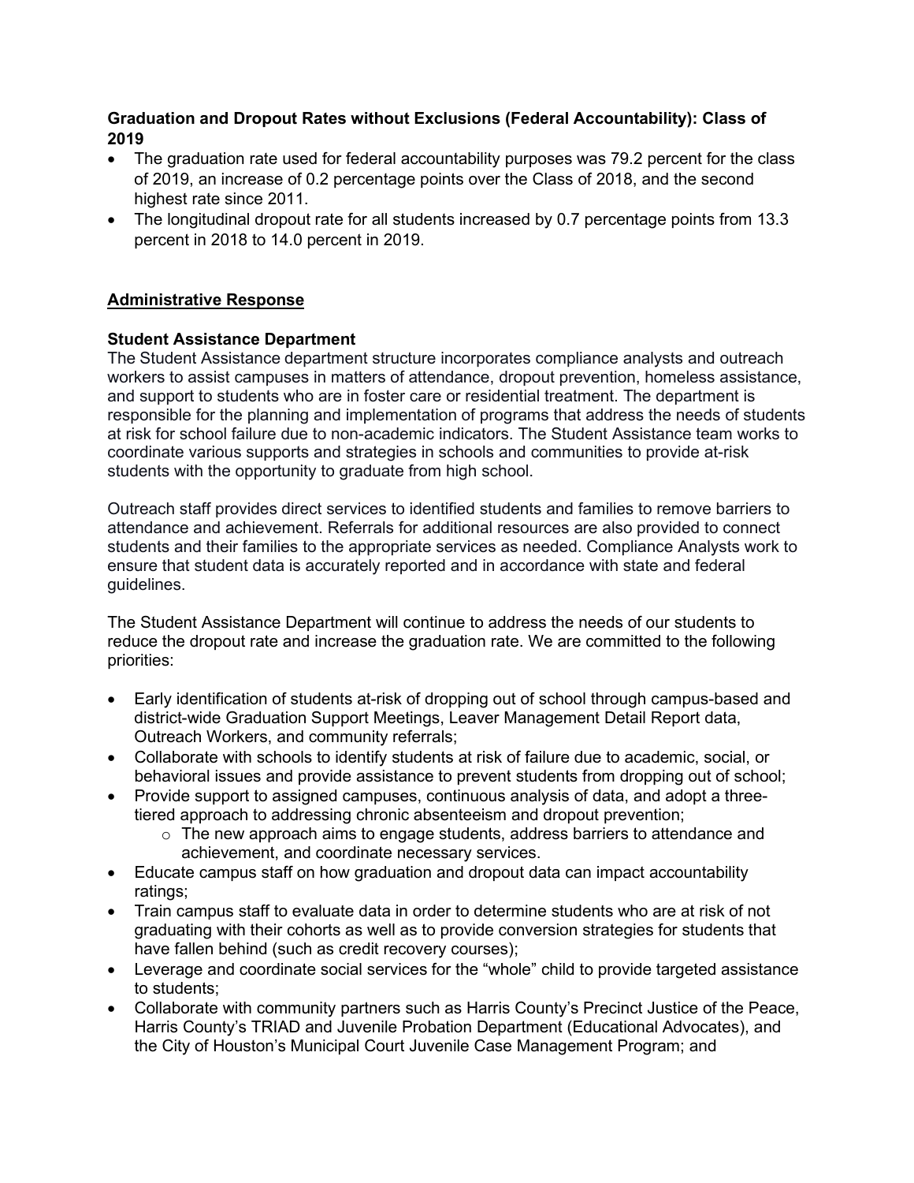**Graduation and Dropout Rates without Exclusions (Federal Accountability): Class of 2019**

- The graduation rate used for federal accountability purposes was 79.2 percent for the class of 2019, an increase of 0.2 percentage points over the Class of 2018, and the second highest rate since 2011.
- The longitudinal dropout rate for all students increased by 0.7 percentage points from 13.3 percent in 2018 to 14.0 percent in 2019.

## Administrative Response

**Student Assistance Department**

The Student Assistance department structure incorporates compliance analysts and outreach workers to assist campuses in matters of attendance, dropout prevention, homeless assistance, and support to students who are in foster care or residential treatment. The department is responsible for the planning and implementation of programs that address the needs of students at risk for school failure due to non-academic indicators. The Student Assistance team works to coordinate various supports and strategies in schools and communities to provide at-risk students with the opportunity to graduate from high school.

Outreach staff provides direct services to identified students and families to remove barriers to attendance and achievement. Referrals for additional resources are also provided to connect students and their families to the appropriate services as needed. Compliance Analysts work to ensure that student data is accurately reported and in accordance with state and federal guidelines.

The Student Assistance Department will continue to address the needs of our students to reduce the dropout rate and increase the graduation rate. We are committed to the following priorities:

- Early identification of students at-risk of dropping out of school through campus-based and district-wide Graduation Support Meetings, Leaver Management Detail Report data, Outreach Workers, and community referrals;
- Collaborate with schools to identify students at risk of failure due to academic, social, or behavioral issues and provide assistance to prevent students from dropping out of school;
- Provide support to assigned campuses, continuous analysis of data, and adopt a three-tiered approach to addressing chronic absenteeism and dropout prevention;
  - The new approach aims to engage students, address barriers to attendance and achievement, and coordinate necessary services.
- Educate campus staff on how graduation and dropout data can impact accountability ratings;
- Train campus staff to evaluate data in order to determine students who are at risk of not graduating with their cohorts as well as to provide conversion strategies for students that have fallen behind (such as credit recovery courses);
- Leverage and coordinate social services for the "whole" child to provide targeted assistance to students;
- Collaborate with community partners such as Harris County's Precinct Justice of the Peace, Harris County's TRIAD and Juvenile Probation Department (Educational Advocates), and the City of Houston's Municipal Court Juvenile Case Management Program; and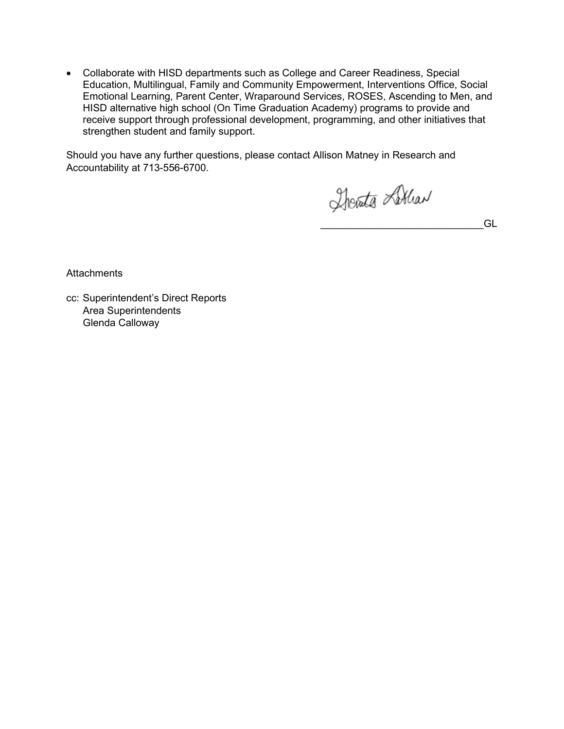- Collaborate with HISD departments such as College and Career Readiness, Special Education, Multilingual, Family and Community Empowerment, Interventions Office, Social Emotional Learning, Parent Center, Wraparound Services, ROSES, Ascending to Men, and HISD alternative high school (On Time Graduation Academy) programs to provide and receive support through professional development, programming, and other initiatives that strengthen student and family support.

Should you have any further questions, please contact Allison Matney in Research and Accountability at 713-556-6700.

_____________________________GL

Attachments

cc: Superintendent's Direct Reports
Area Superintendents
Glenda Calloway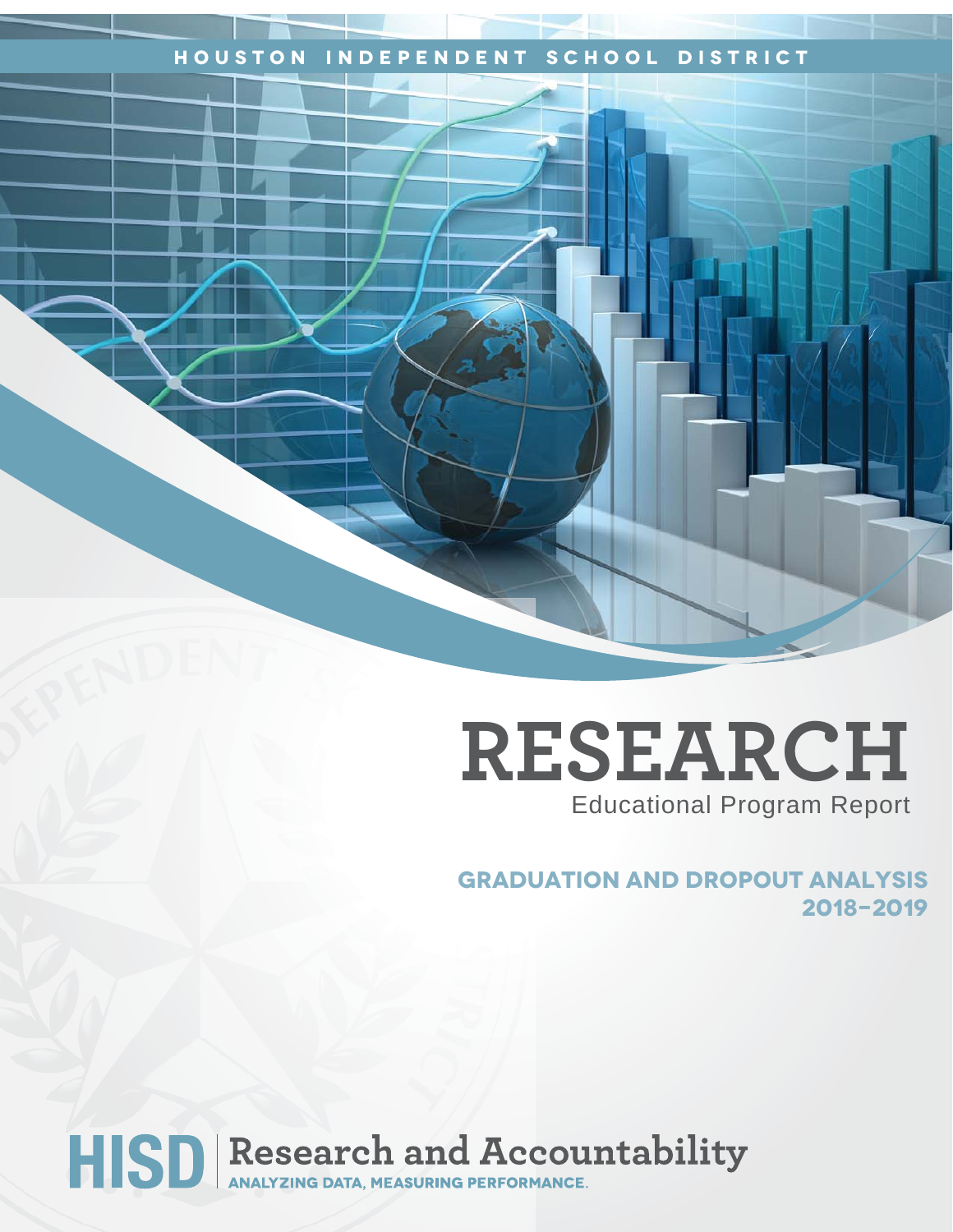HOUSTON INDEPENDENT SCHOOL DISTRICT

# RESEARCH

Educational Program Report

## GRADUATION AND DROPOUT ANALYSIS 2018–2019

HISD | Research and Accountability

ANALYZING DATA, MEASURING PERFORMANCE.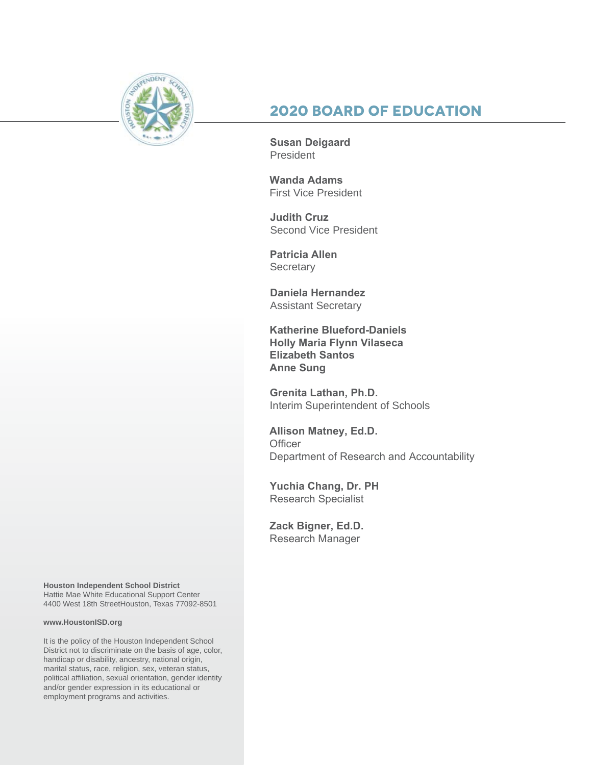## 2020 BOARD OF EDUCATION

**Susan Deigaard**
President

**Wanda Adams**
First Vice President

**Judith Cruz**
Second Vice President

**Patricia Allen**
Secretary

**Daniela Hernandez**
Assistant Secretary

**Katherine Blueford-Daniels**
**Holly Maria Flynn Vilaseca**
**Elizabeth Santos**
**Anne Sung**

**Grenita Lathan, Ph.D.**
Interim Superintendent of Schools

**Allison Matney, Ed.D.**
Officer
Department of Research and Accountability

**Yuchia Chang, Dr. PH**
Research Specialist

**Zack Bigner, Ed.D.**
Research Manager

**Houston Independent School District**
Hattie Mae White Educational Support Center
4400 West 18th StreetHouston, Texas 77092-8501

**www.HoustonISD.org**

It is the policy of the Houston Independent School District not to discriminate on the basis of age, color, handicap or disability, ancestry, national origin, marital status, race, religion, sex, veteran status, political affiliation, sexual orientation, gender identity and/or gender expression in its educational or employment programs and activities.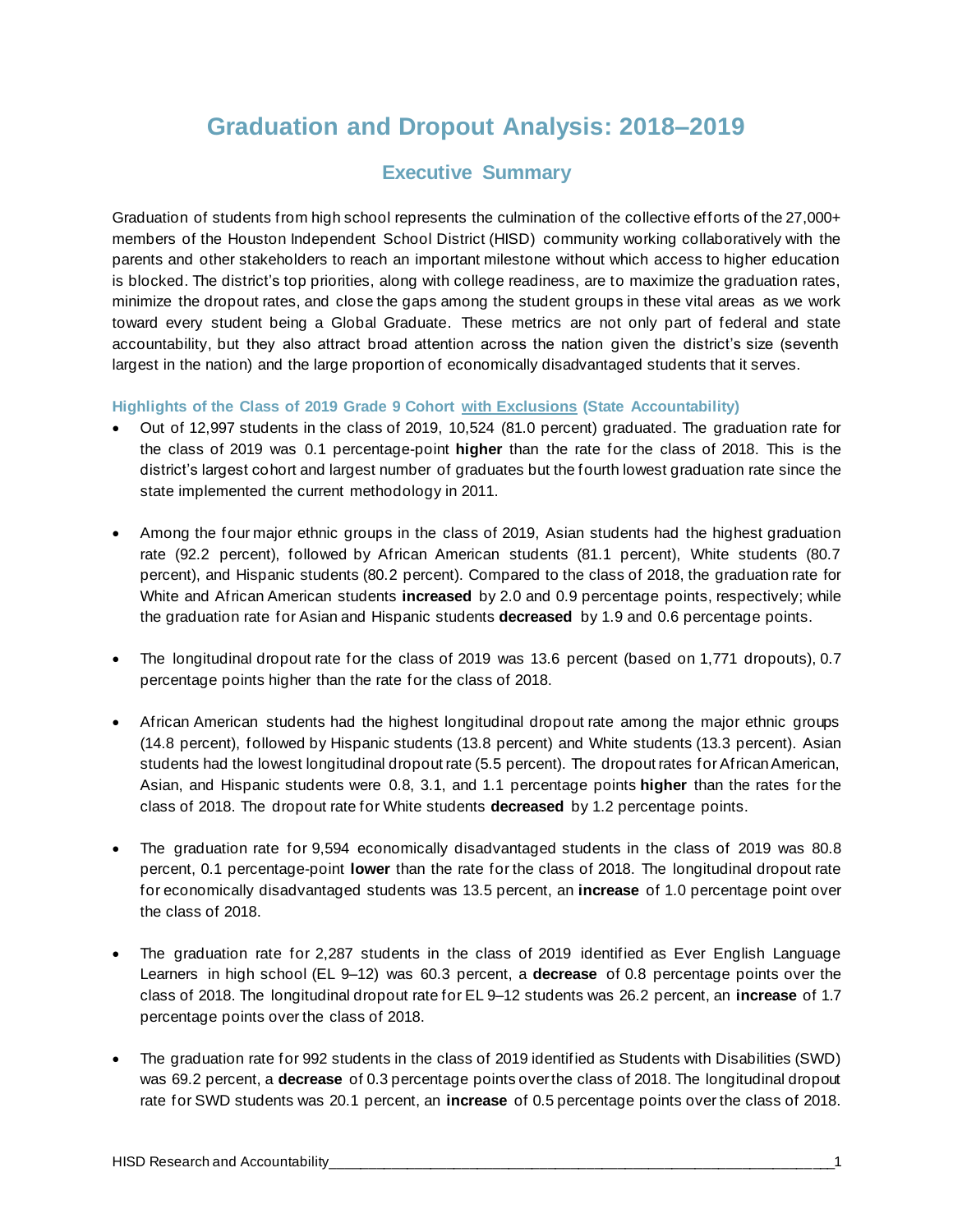# Graduation and Dropout Analysis: 2018–2019

## Executive Summary

Graduation of students from high school represents the culmination of the collective efforts of the 27,000+ members of the Houston Independent School District (HISD) community working collaboratively with the parents and other stakeholders to reach an important milestone without which access to higher education is blocked. The district's top priorities, along with college readiness, are to maximize the graduation rates, minimize the dropout rates, and close the gaps among the student groups in these vital areas as we work toward every student being a Global Graduate. These metrics are not only part of federal and state accountability, but they also attract broad attention across the nation given the district's size (seventh largest in the nation) and the large proportion of economically disadvantaged students that it serves.

### Highlights of the Class of 2019 Grade 9 Cohort with Exclusions (State Accountability)

- Out of 12,997 students in the class of 2019, 10,524 (81.0 percent) graduated. The graduation rate for the class of 2019 was 0.1 percentage-point **higher** than the rate for the class of 2018. This is the district's largest cohort and largest number of graduates but the fourth lowest graduation rate since the state implemented the current methodology in 2011.

- Among the four major ethnic groups in the class of 2019, Asian students had the highest graduation rate (92.2 percent), followed by African American students (81.1 percent), White students (80.7 percent), and Hispanic students (80.2 percent). Compared to the class of 2018, the graduation rate for White and African American students **increased** by 2.0 and 0.9 percentage points, respectively; while the graduation rate for Asian and Hispanic students **decreased** by 1.9 and 0.6 percentage points.

- The longitudinal dropout rate for the class of 2019 was 13.6 percent (based on 1,771 dropouts), 0.7 percentage points higher than the rate for the class of 2018.

- African American students had the highest longitudinal dropout rate among the major ethnic groups (14.8 percent), followed by Hispanic students (13.8 percent) and White students (13.3 percent). Asian students had the lowest longitudinal dropout rate (5.5 percent). The dropout rates for African American, Asian, and Hispanic students were 0.8, 3.1, and 1.1 percentage points **higher** than the rates for the class of 2018. The dropout rate for White students **decreased** by 1.2 percentage points.

- The graduation rate for 9,594 economically disadvantaged students in the class of 2019 was 80.8 percent, 0.1 percentage-point **lower** than the rate for the class of 2018. The longitudinal dropout rate for economically disadvantaged students was 13.5 percent, an **increase** of 1.0 percentage point over the class of 2018.

- The graduation rate for 2,287 students in the class of 2019 identified as Ever English Language Learners in high school (EL 9–12) was 60.3 percent, a **decrease** of 0.8 percentage points over the class of 2018. The longitudinal dropout rate for EL 9–12 students was 26.2 percent, an **increase** of 1.7 percentage points over the class of 2018.

- The graduation rate for 992 students in the class of 2019 identified as Students with Disabilities (SWD) was 69.2 percent, a **decrease** of 0.3 percentage points over the class of 2018. The longitudinal dropout rate for SWD students was 20.1 percent, an **increase** of 0.5 percentage points over the class of 2018.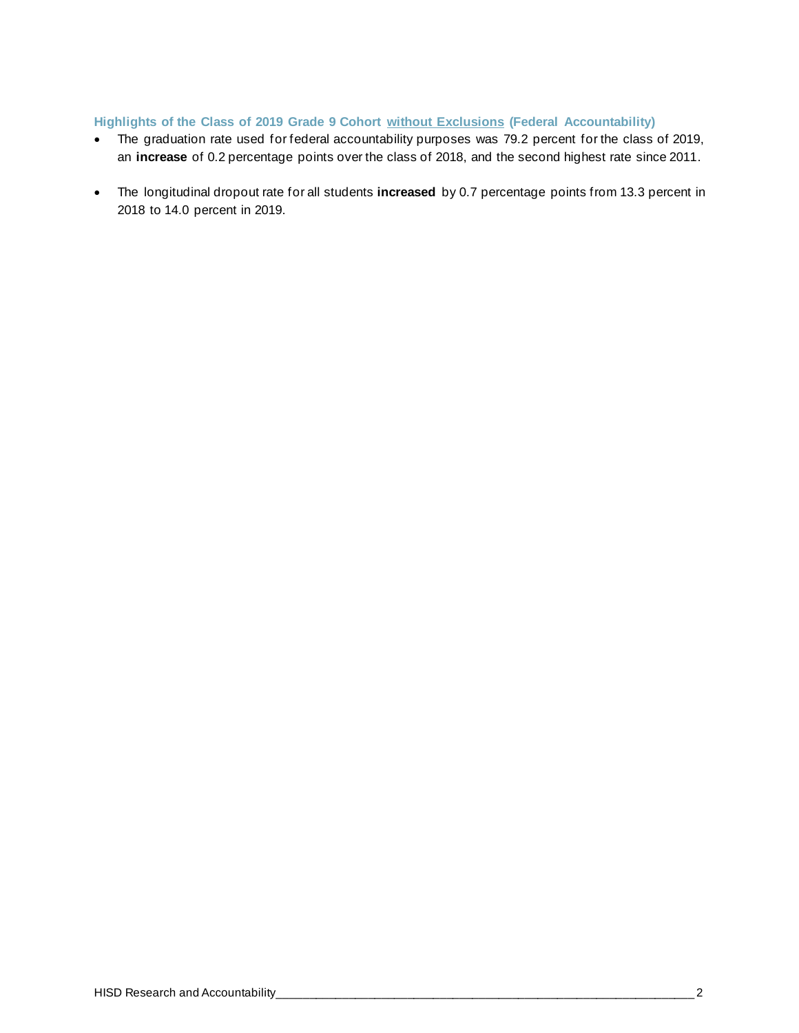### Highlights of the Class of 2019 Grade 9 Cohort <u>without Exclusions</u> (Federal Accountability)

- The graduation rate used for federal accountability purposes was 79.2 percent for the class of 2019, an **increase** of 0.2 percentage points over the class of 2018, and the second highest rate since 2011.

- The longitudinal dropout rate for all students **increased** by 0.7 percentage points from 13.3 percent in 2018 to 14.0 percent in 2019.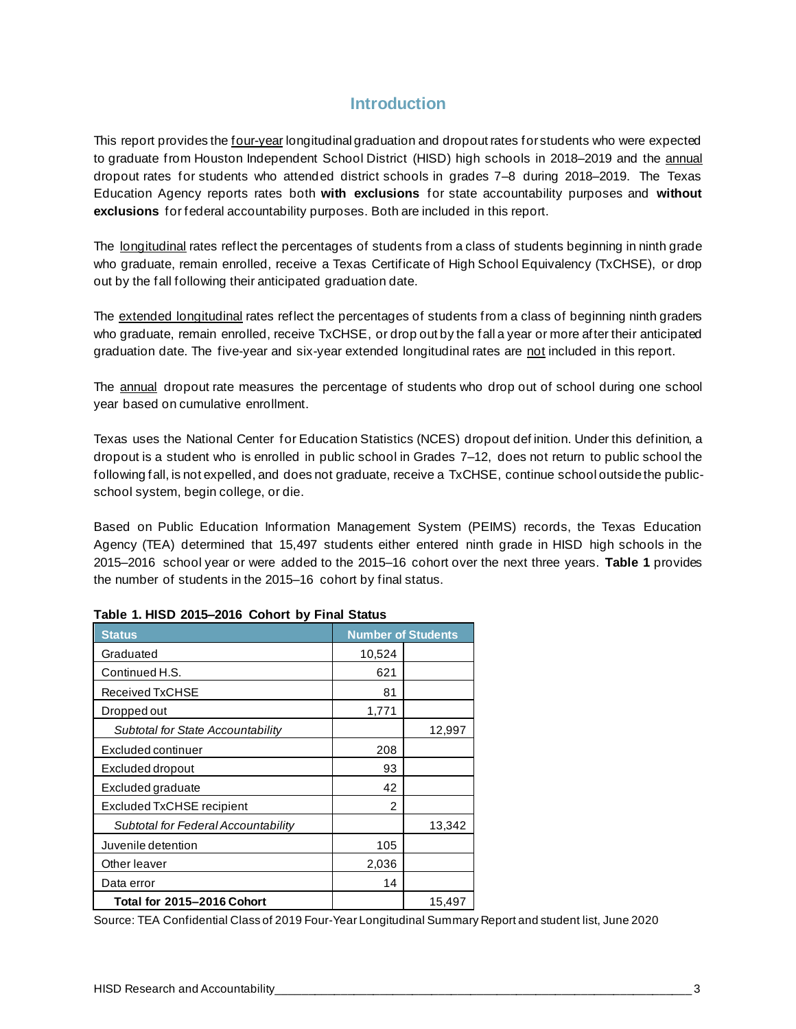## Introduction

This report provides the four-year longitudinal graduation and dropout rates for students who were expected to graduate from Houston Independent School District (HISD) high schools in 2018–2019 and the annual dropout rates for students who attended district schools in grades 7–8 during 2018–2019. The Texas Education Agency reports rates both **with exclusions** for state accountability purposes and **without exclusions** for federal accountability purposes. Both are included in this report.

The longitudinal rates reflect the percentages of students from a class of students beginning in ninth grade who graduate, remain enrolled, receive a Texas Certificate of High School Equivalency (TxCHSE), or drop out by the fall following their anticipated graduation date.

The extended longitudinal rates reflect the percentages of students from a class of beginning ninth graders who graduate, remain enrolled, receive TxCHSE, or drop out by the fall a year or more after their anticipated graduation date. The five-year and six-year extended longitudinal rates are not included in this report.

The annual dropout rate measures the percentage of students who drop out of school during one school year based on cumulative enrollment.

Texas uses the National Center for Education Statistics (NCES) dropout definition. Under this definition, a dropout is a student who is enrolled in public school in Grades 7–12, does not return to public school the following fall, is not expelled, and does not graduate, receive a TxCHSE, continue school outside the public-school system, begin college, or die.

Based on Public Education Information Management System (PEIMS) records, the Texas Education Agency (TEA) determined that 15,497 students either entered ninth grade in HISD high schools in the 2015–2016 school year or were added to the 2015–16 cohort over the next three years. **Table 1** provides the number of students in the 2015–16 cohort by final status.

**Table 1. HISD 2015–2016 Cohort by Final Status**

| Status | Number of Students | |
|---|---|---|
| Graduated | 10,524 | |
| Continued H.S. | 621 | |
| Received TxCHSE | 81 | |
| Dropped out | 1,771 | |
| *Subtotal for State Accountability* | | 12,997 |
| Excluded continuer | 208 | |
| Excluded dropout | 93 | |
| Excluded graduate | 42 | |
| Excluded TxCHSE recipient | 2 | |
| *Subtotal for Federal Accountability* | | 13,342 |
| Juvenile detention | 105 | |
| Other leaver | 2,036 | |
| Data error | 14 | |
| **Total for 2015–2016 Cohort** | | 15,497 |

Source: TEA Confidential Class of 2019 Four-Year Longitudinal Summary Report and student list, June 2020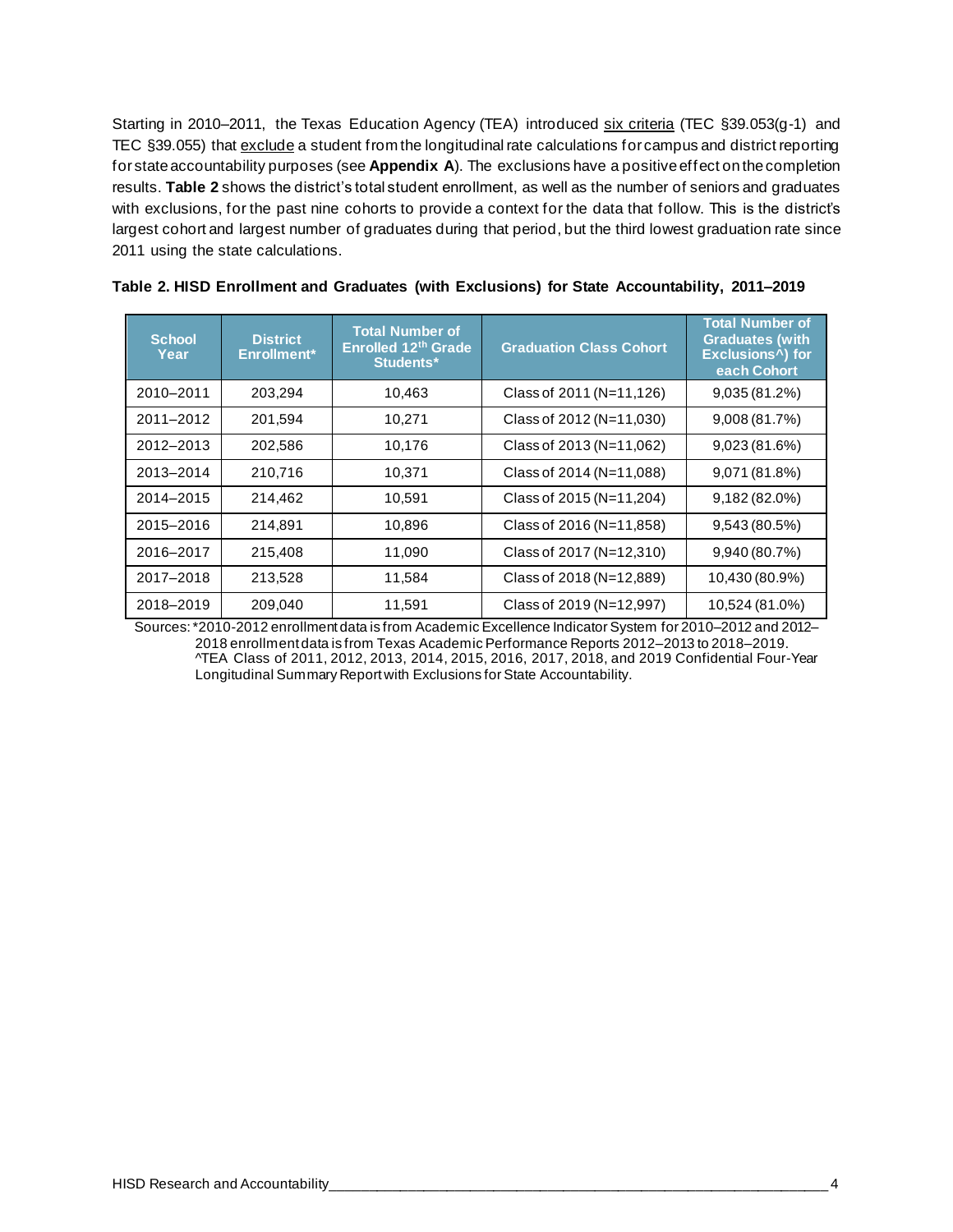Starting in 2010–2011, the Texas Education Agency (TEA) introduced six criteria (TEC §39.053(g-1) and TEC §39.055) that exclude a student from the longitudinal rate calculations for campus and district reporting for state accountability purposes (see **Appendix A**). The exclusions have a positive effect on the completion results. **Table 2** shows the district's total student enrollment, as well as the number of seniors and graduates with exclusions, for the past nine cohorts to provide a context for the data that follow. This is the district's largest cohort and largest number of graduates during that period, but the third lowest graduation rate since 2011 using the state calculations.

**Table 2. HISD Enrollment and Graduates (with Exclusions) for State Accountability, 2011–2019**

| School Year | District Enrollment* | Total Number of Enrolled 12th Grade Students* | Graduation Class Cohort | Total Number of Graduates (with Exclusions^) for each Cohort |
|---|---|---|---|---|
| 2010–2011 | 203,294 | 10,463 | Class of 2011 (N=11,126) | 9,035 (81.2%) |
| 2011–2012 | 201,594 | 10,271 | Class of 2012 (N=11,030) | 9,008 (81.7%) |
| 2012–2013 | 202,586 | 10,176 | Class of 2013 (N=11,062) | 9,023 (81.6%) |
| 2013–2014 | 210,716 | 10,371 | Class of 2014 (N=11,088) | 9,071 (81.8%) |
| 2014–2015 | 214,462 | 10,591 | Class of 2015 (N=11,204) | 9,182 (82.0%) |
| 2015–2016 | 214,891 | 10,896 | Class of 2016 (N=11,858) | 9,543 (80.5%) |
| 2016–2017 | 215,408 | 11,090 | Class of 2017 (N=12,310) | 9,940 (80.7%) |
| 2017–2018 | 213,528 | 11,584 | Class of 2018 (N=12,889) | 10,430 (80.9%) |
| 2018–2019 | 209,040 | 11,591 | Class of 2019 (N=12,997) | 10,524 (81.0%) |

Sources: *2010-2012 enrollment data is from Academic Excellence Indicator System for 2010–2012 and 2012–2018 enrollment data is from Texas Academic Performance Reports 2012–2013 to 2018–2019.
^TEA Class of 2011, 2012, 2013, 2014, 2015, 2016, 2017, 2018, and 2019 Confidential Four-Year Longitudinal Summary Report with Exclusions for State Accountability.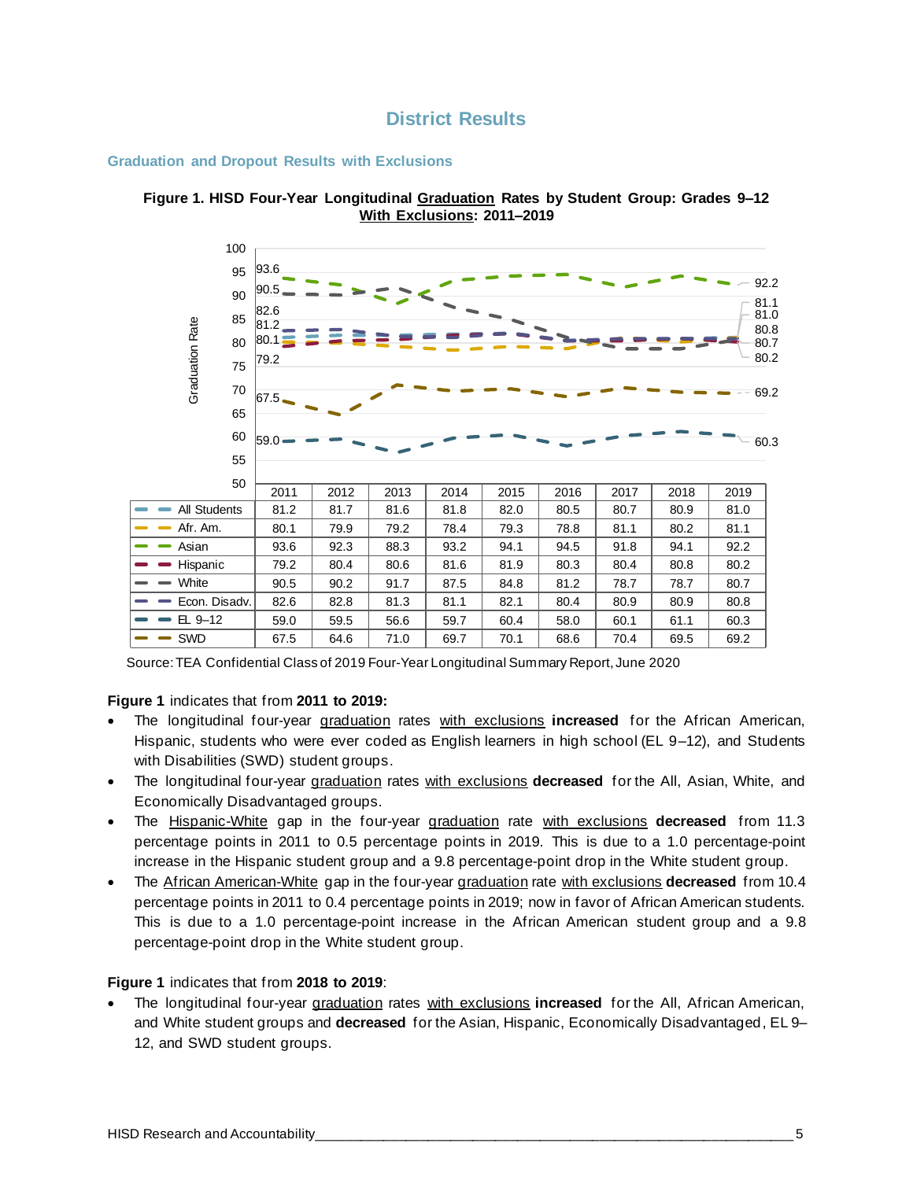# District Results

## Graduation and Dropout Results with Exclusions

**Figure 1. HISD Four-Year Longitudinal Graduation Rates by Student Group: Grades 9–12 With Exclusions: 2011–2019**

| | 2011 | 2012 | 2013 | 2014 | 2015 | 2016 | 2017 | 2018 | 2019 |
|---|---|---|---|---|---|---|---|---|---|
| All Students | 81.2 | 81.7 | 81.6 | 81.8 | 82.0 | 80.5 | 80.7 | 80.9 | 81.0 |
| Afr. Am. | 80.1 | 79.9 | 79.2 | 78.4 | 79.3 | 78.8 | 81.1 | 80.2 | 81.1 |
| Asian | 93.6 | 92.3 | 88.3 | 93.2 | 94.1 | 94.5 | 91.8 | 94.1 | 92.2 |
| Hispanic | 79.2 | 80.4 | 80.6 | 81.6 | 81.9 | 80.3 | 80.4 | 80.8 | 80.2 |
| White | 90.5 | 90.2 | 91.7 | 87.5 | 84.8 | 81.2 | 78.7 | 78.7 | 80.7 |
| Econ. Disadv. | 82.6 | 82.8 | 81.3 | 81.1 | 82.1 | 80.4 | 80.9 | 80.9 | 80.8 |
| EL 9–12 | 59.0 | 59.5 | 56.6 | 59.7 | 60.4 | 58.0 | 60.1 | 61.1 | 60.3 |
| SWD | 67.5 | 64.6 | 71.0 | 69.7 | 70.1 | 68.6 | 70.4 | 69.5 | 69.2 |

Source: TEA Confidential Class of 2019 Four-Year Longitudinal Summary Report, June 2020

**Figure 1** indicates that from **2011 to 2019:**

- The longitudinal four-year graduation rates with exclusions **increased** for the African American, Hispanic, students who were ever coded as English learners in high school (EL 9–12), and Students with Disabilities (SWD) student groups.
- The longitudinal four-year graduation rates with exclusions **decreased** for the All, Asian, White, and Economically Disadvantaged groups.
- The Hispanic-White gap in the four-year graduation rate with exclusions **decreased** from 11.3 percentage points in 2011 to 0.5 percentage points in 2019. This is due to a 1.0 percentage-point increase in the Hispanic student group and a 9.8 percentage-point drop in the White student group.
- The African American-White gap in the four-year graduation rate with exclusions **decreased** from 10.4 percentage points in 2011 to 0.4 percentage points in 2019; now in favor of African American students. This is due to a 1.0 percentage-point increase in the African American student group and a 9.8 percentage-point drop in the White student group.

**Figure 1** indicates that from **2018 to 2019**:

- The longitudinal four-year graduation rates with exclusions **increased** for the All, African American, and White student groups and **decreased** for the Asian, Hispanic, Economically Disadvantaged, EL 9–12, and SWD student groups.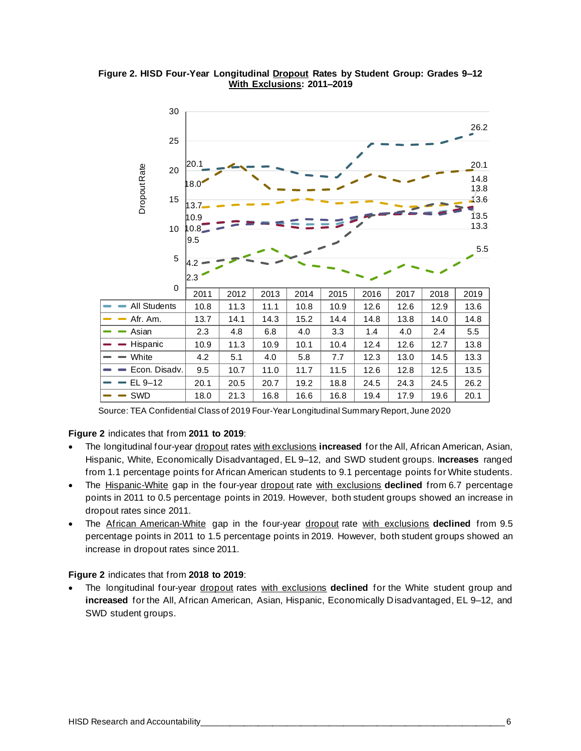**Figure 2. HISD Four-Year Longitudinal Dropout Rates by Student Group: Grades 9–12 With Exclusions: 2011–2019**

| | 2011 | 2012 | 2013 | 2014 | 2015 | 2016 | 2017 | 2018 | 2019 |
|---|---|---|---|---|---|---|---|---|---|
| All Students | 10.8 | 11.3 | 11.1 | 10.8 | 10.9 | 12.6 | 12.6 | 12.9 | 13.6 |
| Afr. Am. | 13.7 | 14.1 | 14.3 | 15.2 | 14.4 | 14.8 | 13.8 | 14.0 | 14.8 |
| Asian | 2.3 | 4.8 | 6.8 | 4.0 | 3.3 | 1.4 | 4.0 | 2.4 | 5.5 |
| Hispanic | 10.9 | 11.3 | 10.9 | 10.1 | 10.4 | 12.4 | 12.6 | 12.7 | 13.8 |
| White | 4.2 | 5.1 | 4.0 | 5.8 | 7.7 | 12.3 | 13.0 | 14.5 | 13.3 |
| Econ. Disadv. | 9.5 | 10.7 | 11.0 | 11.7 | 11.5 | 12.6 | 12.8 | 12.5 | 13.5 |
| EL 9–12 | 20.1 | 20.5 | 20.7 | 19.2 | 18.8 | 24.5 | 24.3 | 24.5 | 26.2 |
| SWD | 18.0 | 21.3 | 16.8 | 16.6 | 16.8 | 19.4 | 17.9 | 19.6 | 20.1 |

Source: TEA Confidential Class of 2019 Four-Year Longitudinal Summary Report, June 2020

**Figure 2** indicates that from **2011 to 2019**:

- The longitudinal four-year dropout rates with exclusions **increased** for the All, African American, Asian, Hispanic, White, Economically Disadvantaged, EL 9–12, and SWD student groups. **Increases** ranged from 1.1 percentage points for African American students to 9.1 percentage points for White students.
- The Hispanic-White gap in the four-year dropout rate with exclusions **declined** from 6.7 percentage points in 2011 to 0.5 percentage points in 2019. However, both student groups showed an increase in dropout rates since 2011.
- The African American-White gap in the four-year dropout rate with exclusions **declined** from 9.5 percentage points in 2011 to 1.5 percentage points in 2019. However, both student groups showed an increase in dropout rates since 2011.

**Figure 2** indicates that from **2018 to 2019**:

- The longitudinal four-year dropout rates with exclusions **declined** for the White student group and **increased** for the All, African American, Asian, Hispanic, Economically Disadvantaged, EL 9–12, and SWD student groups.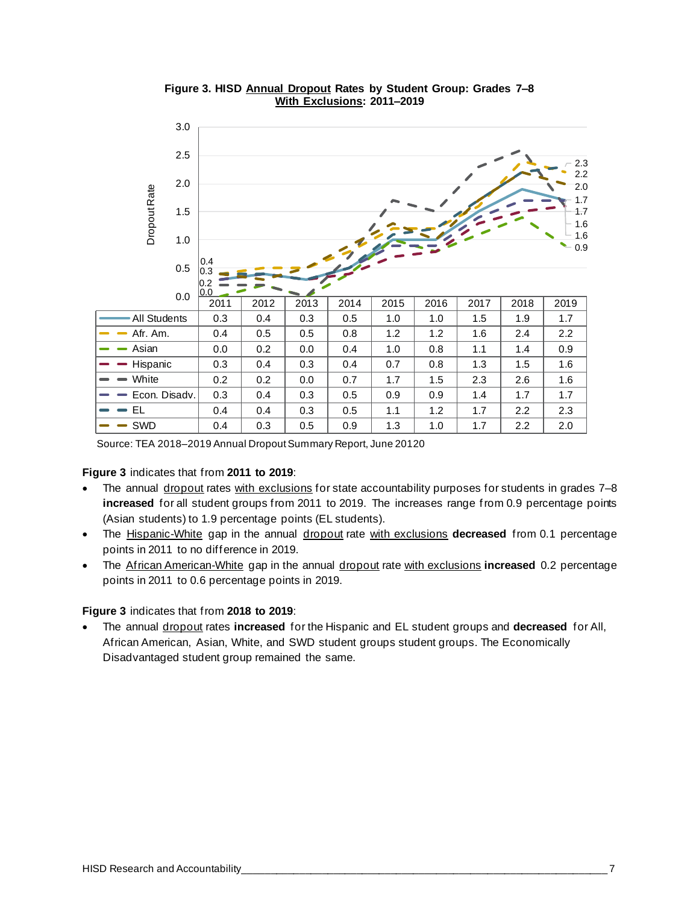**Figure 3. HISD Annual Dropout Rates by Student Group: Grades 7–8 With Exclusions: 2011–2019**

| | 2011 | 2012 | 2013 | 2014 | 2015 | 2016 | 2017 | 2018 | 2019 |
|---|---|---|---|---|---|---|---|---|---|
| All Students | 0.3 | 0.4 | 0.3 | 0.5 | 1.0 | 1.0 | 1.5 | 1.9 | 1.7 |
| Afr. Am. | 0.4 | 0.5 | 0.5 | 0.8 | 1.2 | 1.2 | 1.6 | 2.4 | 2.2 |
| Asian | 0.0 | 0.2 | 0.0 | 0.4 | 1.0 | 0.8 | 1.1 | 1.4 | 0.9 |
| Hispanic | 0.3 | 0.4 | 0.3 | 0.4 | 0.7 | 0.8 | 1.3 | 1.5 | 1.6 |
| White | 0.2 | 0.2 | 0.0 | 0.7 | 1.7 | 1.5 | 2.3 | 2.6 | 1.6 |
| Econ. Disadv. | 0.3 | 0.4 | 0.3 | 0.5 | 0.9 | 0.9 | 1.4 | 1.7 | 1.7 |
| EL | 0.4 | 0.4 | 0.3 | 0.5 | 1.1 | 1.2 | 1.7 | 2.2 | 2.3 |
| SWD | 0.4 | 0.3 | 0.5 | 0.9 | 1.3 | 1.0 | 1.7 | 2.2 | 2.0 |

Source: TEA 2018–2019 Annual Dropout Summary Report, June 20120

**Figure 3** indicates that from **2011 to 2019**:

- The annual dropout rates with exclusions for state accountability purposes for students in grades 7–8 **increased** for all student groups from 2011 to 2019. The increases range from 0.9 percentage points (Asian students) to 1.9 percentage points (EL students).
- The Hispanic-White gap in the annual dropout rate with exclusions **decreased** from 0.1 percentage points in 2011 to no difference in 2019.
- The African American-White gap in the annual dropout rate with exclusions **increased** 0.2 percentage points in 2011 to 0.6 percentage points in 2019.

**Figure 3** indicates that from **2018 to 2019**:

- The annual dropout rates **increased** for the Hispanic and EL student groups and **decreased** for All, African American, Asian, White, and SWD student groups student groups. The Economically Disadvantaged student group remained the same.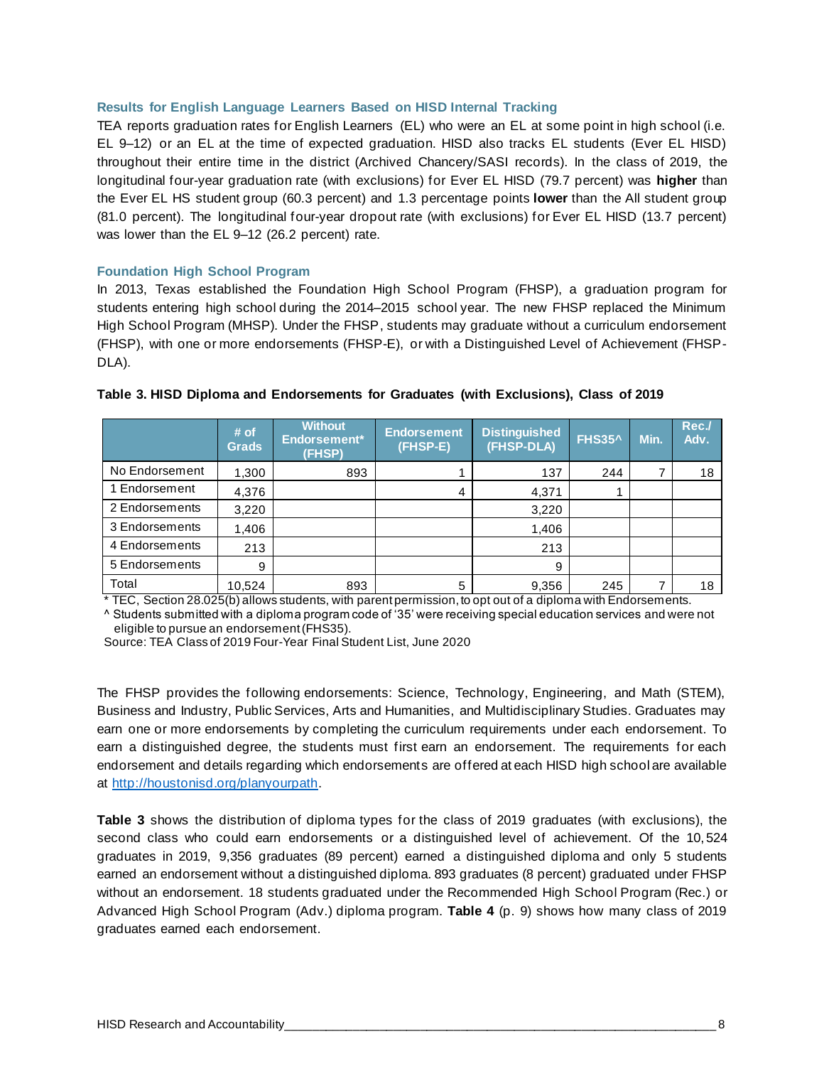### Results for English Language Learners Based on HISD Internal Tracking

TEA reports graduation rates for English Learners (EL) who were an EL at some point in high school (i.e. EL 9–12) or an EL at the time of expected graduation. HISD also tracks EL students (Ever EL HISD) throughout their entire time in the district (Archived Chancery/SASI records). In the class of 2019, the longitudinal four-year graduation rate (with exclusions) for Ever EL HISD (79.7 percent) was **higher** than the Ever EL HS student group (60.3 percent) and 1.3 percentage points **lower** than the All student group (81.0 percent). The longitudinal four-year dropout rate (with exclusions) for Ever EL HISD (13.7 percent) was lower than the EL 9–12 (26.2 percent) rate.

### Foundation High School Program

In 2013, Texas established the Foundation High School Program (FHSP), a graduation program for students entering high school during the 2014–2015 school year. The new FHSP replaced the Minimum High School Program (MHSP). Under the FHSP, students may graduate without a curriculum endorsement (FHSP), with one or more endorsements (FHSP-E), or with a Distinguished Level of Achievement (FHSP-DLA).

**Table 3. HISD Diploma and Endorsements for Graduates (with Exclusions), Class of 2019**

| | # of Grads | Without Endorsement* (FHSP) | Endorsement (FHSP-E) | Distinguished (FHSP-DLA) | FHS35^ | Min. | Rec./ Adv. |
|---|---|---|---|---|---|---|---|
| No Endorsement | 1,300 | 893 | 1 | 137 | 244 | 7 | 18 |
| 1 Endorsement | 4,376 | | 4 | 4,371 | 1 | | |
| 2 Endorsements | 3,220 | | | 3,220 | | | |
| 3 Endorsements | 1,406 | | | 1,406 | | | |
| 4 Endorsements | 213 | | | 213 | | | |
| 5 Endorsements | 9 | | | 9 | | | |
| Total | 10,524 | 893 | 5 | 9,356 | 245 | 7 | 18 |

* TEC, Section 28.025(b) allows students, with parent permission, to opt out of a diploma with Endorsements.
^ Students submitted with a diploma program code of '35' were receiving special education services and were not eligible to pursue an endorsement (FHS35).
Source: TEA Class of 2019 Four-Year Final Student List, June 2020

The FHSP provides the following endorsements: Science, Technology, Engineering, and Math (STEM), Business and Industry, Public Services, Arts and Humanities, and Multidisciplinary Studies. Graduates may earn one or more endorsements by completing the curriculum requirements under each endorsement. To earn a distinguished degree, the students must first earn an endorsement. The requirements for each endorsement and details regarding which endorsements are offered at each HISD high school are available at http://houstonisd.org/planyourpath.

**Table 3** shows the distribution of diploma types for the class of 2019 graduates (with exclusions), the second class who could earn endorsements or a distinguished level of achievement. Of the 10,524 graduates in 2019, 9,356 graduates (89 percent) earned a distinguished diploma and only 5 students earned an endorsement without a distinguished diploma. 893 graduates (8 percent) graduated under FHSP without an endorsement. 18 students graduated under the Recommended High School Program (Rec.) or Advanced High School Program (Adv.) diploma program. **Table 4** (p. 9) shows how many class of 2019 graduates earned each endorsement.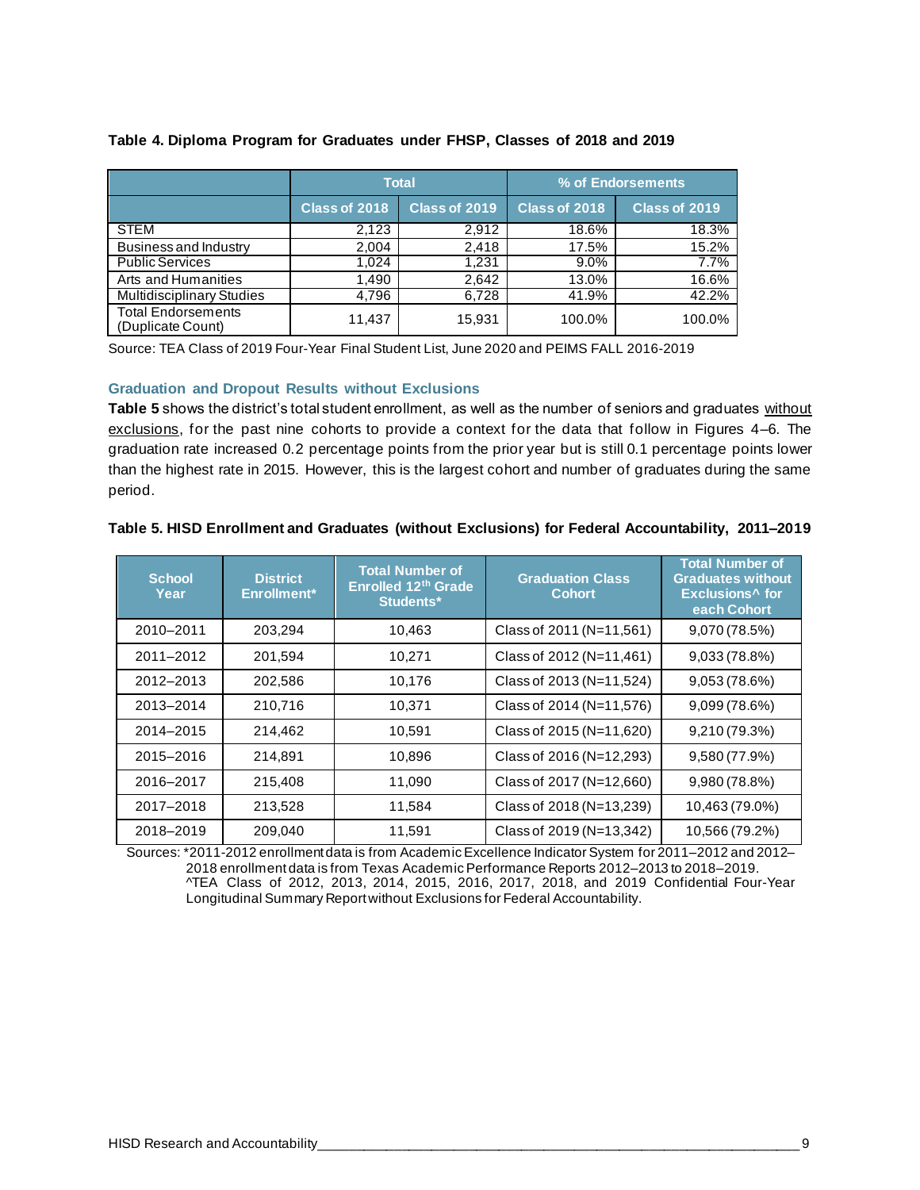**Table 4. Diploma Program for Graduates under FHSP, Classes of 2018 and 2019**

| | Total | | % of Endorsements | |
|---|---|---|---|---|
| | Class of 2018 | Class of 2019 | Class of 2018 | Class of 2019 |
| STEM | 2,123 | 2,912 | 18.6% | 18.3% |
| Business and Industry | 2,004 | 2,418 | 17.5% | 15.2% |
| Public Services | 1,024 | 1,231 | 9.0% | 7.7% |
| Arts and Humanities | 1,490 | 2,642 | 13.0% | 16.6% |
| Multidisciplinary Studies | 4,796 | 6,728 | 41.9% | 42.2% |
| Total Endorsements (Duplicate Count) | 11,437 | 15,931 | 100.0% | 100.0% |

Source: TEA Class of 2019 Four-Year Final Student List, June 2020 and PEIMS FALL 2016-2019

### Graduation and Dropout Results without Exclusions

**Table 5** shows the district's total student enrollment, as well as the number of seniors and graduates without exclusions, for the past nine cohorts to provide a context for the data that follow in Figures 4–6. The graduation rate increased 0.2 percentage points from the prior year but is still 0.1 percentage points lower than the highest rate in 2015. However, this is the largest cohort and number of graduates during the same period.

**Table 5. HISD Enrollment and Graduates (without Exclusions) for Federal Accountability, 2011–2019**

| School Year | District Enrollment* | Total Number of Enrolled 12th Grade Students* | Graduation Class Cohort | Total Number of Graduates without Exclusions^ for each Cohort |
|---|---|---|---|---|
| 2010–2011 | 203,294 | 10,463 | Class of 2011 (N=11,561) | 9,070 (78.5%) |
| 2011–2012 | 201,594 | 10,271 | Class of 2012 (N=11,461) | 9,033 (78.8%) |
| 2012–2013 | 202,586 | 10,176 | Class of 2013 (N=11,524) | 9,053 (78.6%) |
| 2013–2014 | 210,716 | 10,371 | Class of 2014 (N=11,576) | 9,099 (78.6%) |
| 2014–2015 | 214,462 | 10,591 | Class of 2015 (N=11,620) | 9,210 (79.3%) |
| 2015–2016 | 214,891 | 10,896 | Class of 2016 (N=12,293) | 9,580 (77.9%) |
| 2016–2017 | 215,408 | 11,090 | Class of 2017 (N=12,660) | 9,980 (78.8%) |
| 2017–2018 | 213,528 | 11,584 | Class of 2018 (N=13,239) | 10,463 (79.0%) |
| 2018–2019 | 209,040 | 11,591 | Class of 2019 (N=13,342) | 10,566 (79.2%) |

Sources: *2011-2012 enrollment data is from Academic Excellence Indicator System for 2011–2012 and 2012–2018 enrollment data is from Texas Academic Performance Reports 2012–2013 to 2018–2019.
^TEA Class of 2012, 2013, 2014, 2015, 2016, 2017, 2018, and 2019 Confidential Four-Year Longitudinal Summary Report without Exclusions for Federal Accountability.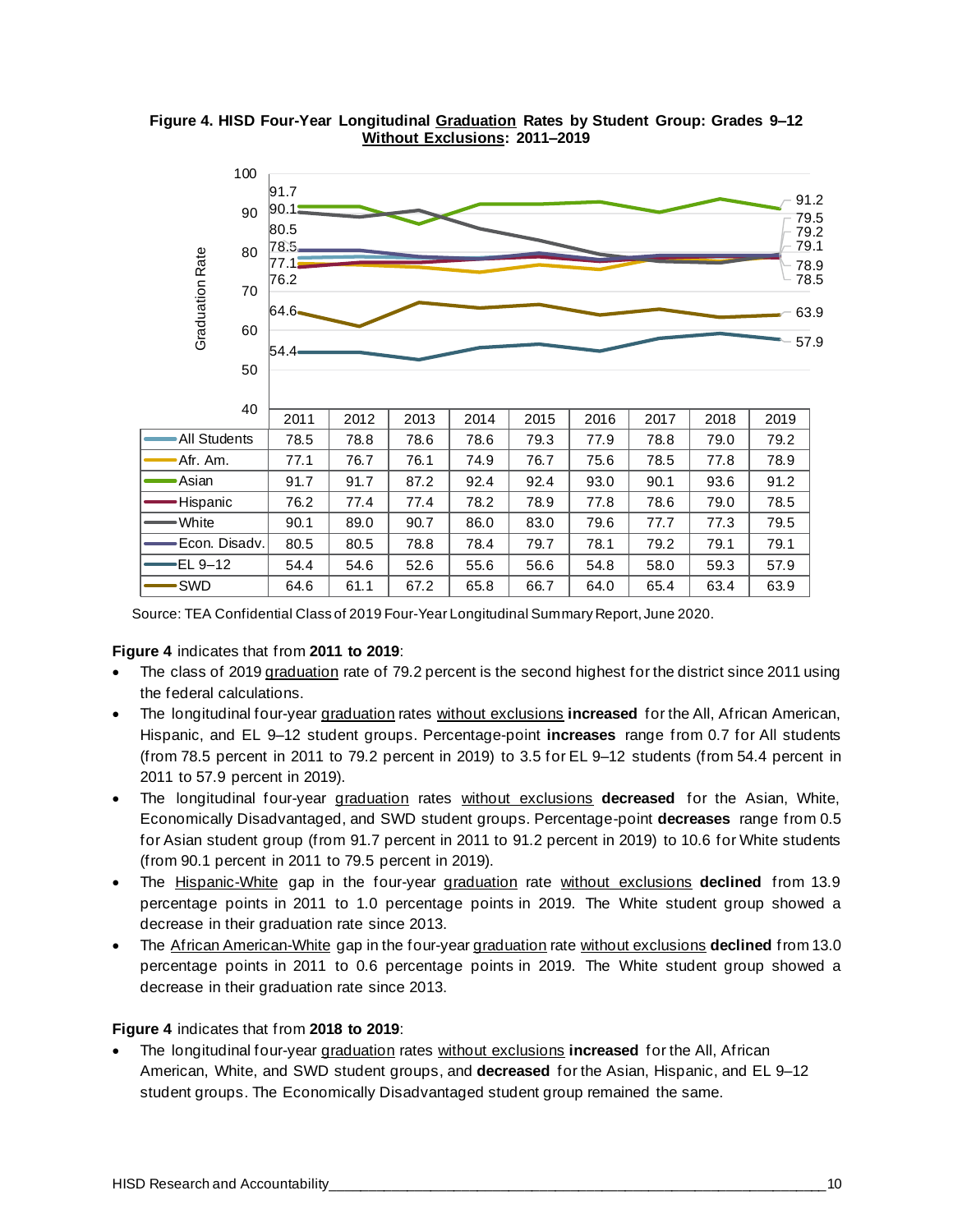**Figure 4. HISD Four-Year Longitudinal Graduation Rates by Student Group: Grades 9–12 Without Exclusions: 2011–2019**

| | 2011 | 2012 | 2013 | 2014 | 2015 | 2016 | 2017 | 2018 | 2019 |
|---|---|---|---|---|---|---|---|---|---|
| All Students | 78.5 | 78.8 | 78.6 | 78.6 | 79.3 | 77.9 | 78.8 | 79.0 | 79.2 |
| Afr. Am. | 77.1 | 76.7 | 76.1 | 74.9 | 76.7 | 75.6 | 78.5 | 77.8 | 78.9 |
| Asian | 91.7 | 91.7 | 87.2 | 92.4 | 92.4 | 93.0 | 90.1 | 93.6 | 91.2 |
| Hispanic | 76.2 | 77.4 | 77.4 | 78.2 | 78.9 | 77.8 | 78.6 | 79.0 | 78.5 |
| White | 90.1 | 89.0 | 90.7 | 86.0 | 83.0 | 79.6 | 77.7 | 77.3 | 79.5 |
| Econ. Disadv. | 80.5 | 80.5 | 78.8 | 78.4 | 79.7 | 78.1 | 79.2 | 79.1 | 79.1 |
| EL 9–12 | 54.4 | 54.6 | 52.6 | 55.6 | 56.6 | 54.8 | 58.0 | 59.3 | 57.9 |
| SWD | 64.6 | 61.1 | 67.2 | 65.8 | 66.7 | 64.0 | 65.4 | 63.4 | 63.9 |

Source: TEA Confidential Class of 2019 Four-Year Longitudinal Summary Report, June 2020.

**Figure 4** indicates that from **2011 to 2019**:

- The class of 2019 graduation rate of 79.2 percent is the second highest for the district since 2011 using the federal calculations.
- The longitudinal four-year graduation rates without exclusions **increased** for the All, African American, Hispanic, and EL 9–12 student groups. Percentage-point **increases** range from 0.7 for All students (from 78.5 percent in 2011 to 79.2 percent in 2019) to 3.5 for EL 9–12 students (from 54.4 percent in 2011 to 57.9 percent in 2019).
- The longitudinal four-year graduation rates without exclusions **decreased** for the Asian, White, Economically Disadvantaged, and SWD student groups. Percentage-point **decreases** range from 0.5 for Asian student group (from 91.7 percent in 2011 to 91.2 percent in 2019) to 10.6 for White students (from 90.1 percent in 2011 to 79.5 percent in 2019).
- The Hispanic-White gap in the four-year graduation rate without exclusions **declined** from 13.9 percentage points in 2011 to 1.0 percentage points in 2019. The White student group showed a decrease in their graduation rate since 2013.
- The African American-White gap in the four-year graduation rate without exclusions **declined** from 13.0 percentage points in 2011 to 0.6 percentage points in 2019. The White student group showed a decrease in their graduation rate since 2013.

**Figure 4** indicates that from **2018 to 2019**:

- The longitudinal four-year graduation rates without exclusions **increased** for the All, African American, White, and SWD student groups, and **decreased** for the Asian, Hispanic, and EL 9–12 student groups. The Economically Disadvantaged student group remained the same.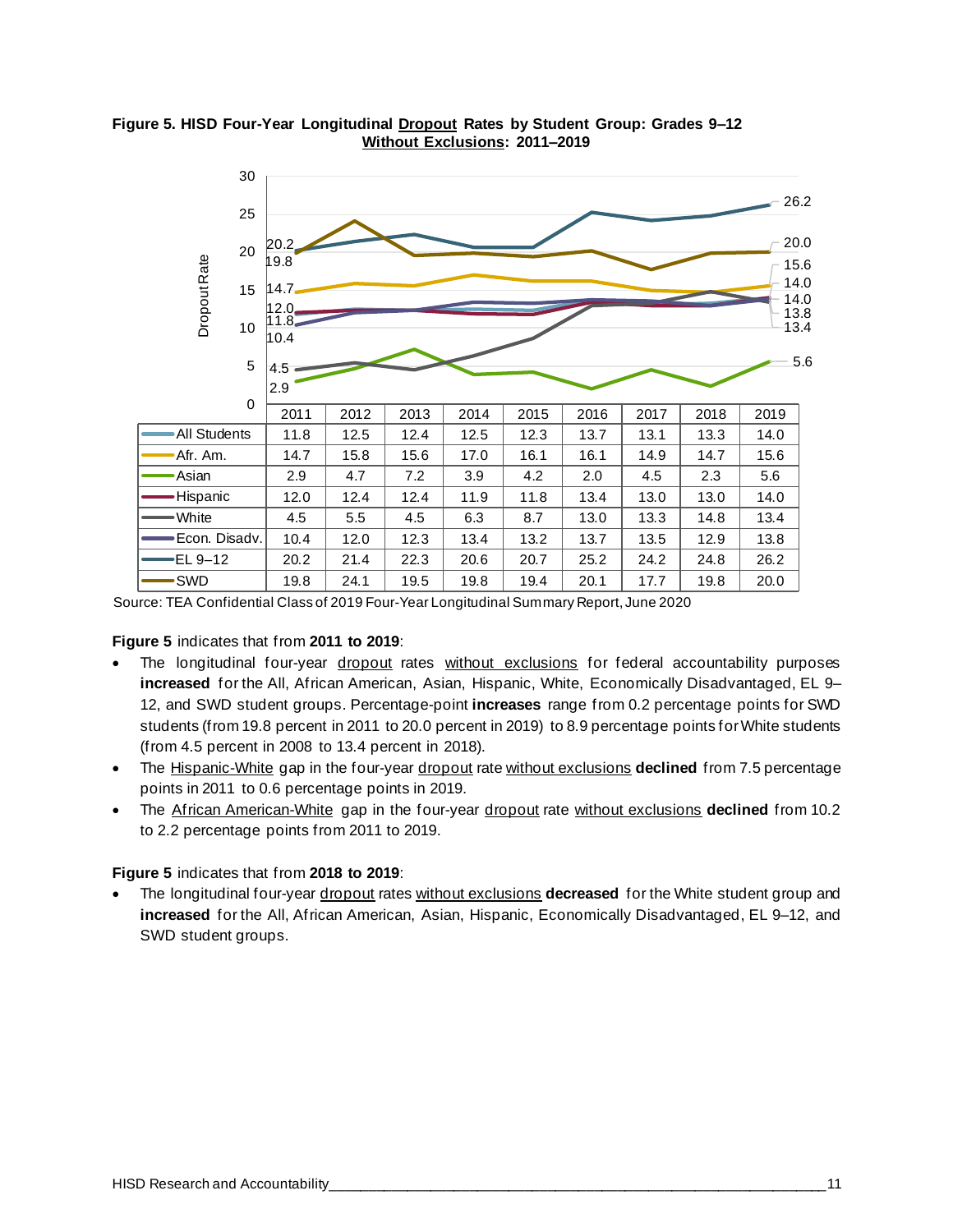**Figure 5. HISD Four-Year Longitudinal Dropout Rates by Student Group: Grades 9–12 Without Exclusions: 2011–2019**

| | 2011 | 2012 | 2013 | 2014 | 2015 | 2016 | 2017 | 2018 | 2019 |
|---|---|---|---|---|---|---|---|---|---|
| All Students | 11.8 | 12.5 | 12.4 | 12.5 | 12.3 | 13.7 | 13.1 | 13.3 | 14.0 |
| Afr. Am. | 14.7 | 15.8 | 15.6 | 17.0 | 16.1 | 16.1 | 14.9 | 14.7 | 15.6 |
| Asian | 2.9 | 4.7 | 7.2 | 3.9 | 4.2 | 2.0 | 4.5 | 2.3 | 5.6 |
| Hispanic | 12.0 | 12.4 | 12.4 | 11.9 | 11.8 | 13.4 | 13.0 | 13.0 | 14.0 |
| White | 4.5 | 5.5 | 4.5 | 6.3 | 8.7 | 13.0 | 13.3 | 14.8 | 13.4 |
| Econ. Disadv. | 10.4 | 12.0 | 12.3 | 13.4 | 13.2 | 13.7 | 13.5 | 12.9 | 13.8 |
| EL 9–12 | 20.2 | 21.4 | 22.3 | 20.6 | 20.7 | 25.2 | 24.2 | 24.8 | 26.2 |
| SWD | 19.8 | 24.1 | 19.5 | 19.8 | 19.4 | 20.1 | 17.7 | 19.8 | 20.0 |

Source: TEA Confidential Class of 2019 Four-Year Longitudinal Summary Report, June 2020

**Figure 5** indicates that from **2011 to 2019**:

- The longitudinal four-year dropout rates without exclusions for federal accountability purposes **increased** for the All, African American, Asian, Hispanic, White, Economically Disadvantaged, EL 9–12, and SWD student groups. Percentage-point **increases** range from 0.2 percentage points for SWD students (from 19.8 percent in 2011 to 20.0 percent in 2019) to 8.9 percentage points for White students (from 4.5 percent in 2008 to 13.4 percent in 2018).
- The Hispanic-White gap in the four-year dropout rate without exclusions **declined** from 7.5 percentage points in 2011 to 0.6 percentage points in 2019.
- The African American-White gap in the four-year dropout rate without exclusions **declined** from 10.2 to 2.2 percentage points from 2011 to 2019.

**Figure 5** indicates that from **2018 to 2019**:

- The longitudinal four-year dropout rates without exclusions **decreased** for the White student group and **increased** for the All, African American, Asian, Hispanic, Economically Disadvantaged, EL 9–12, and SWD student groups.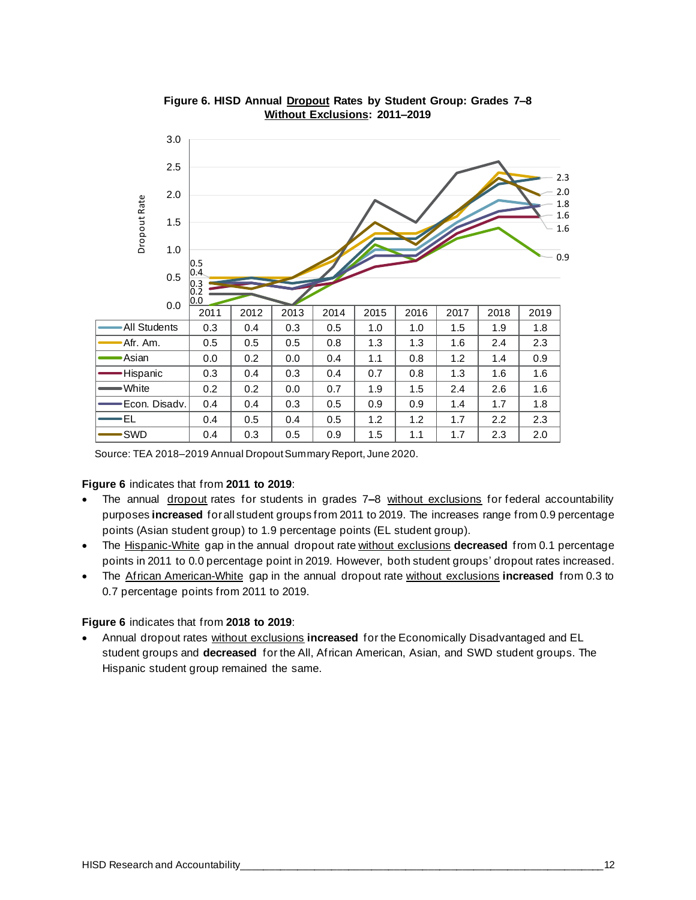**Figure 6. HISD Annual Dropout Rates by Student Group: Grades 7–8 Without Exclusions: 2011–2019**

| | 2011 | 2012 | 2013 | 2014 | 2015 | 2016 | 2017 | 2018 | 2019 |
|---|---|---|---|---|---|---|---|---|---|
| All Students | 0.3 | 0.4 | 0.3 | 0.5 | 1.0 | 1.0 | 1.5 | 1.9 | 1.8 |
| Afr. Am. | 0.5 | 0.5 | 0.5 | 0.8 | 1.3 | 1.3 | 1.6 | 2.4 | 2.3 |
| Asian | 0.0 | 0.2 | 0.0 | 0.4 | 1.1 | 0.8 | 1.2 | 1.4 | 0.9 |
| Hispanic | 0.3 | 0.4 | 0.3 | 0.4 | 0.7 | 0.8 | 1.3 | 1.6 | 1.6 |
| White | 0.2 | 0.2 | 0.0 | 0.7 | 1.9 | 1.5 | 2.4 | 2.6 | 1.6 |
| Econ. Disadv. | 0.4 | 0.4 | 0.3 | 0.5 | 0.9 | 0.9 | 1.4 | 1.7 | 1.8 |
| EL | 0.4 | 0.5 | 0.4 | 0.5 | 1.2 | 1.2 | 1.7 | 2.2 | 2.3 |
| SWD | 0.4 | 0.3 | 0.5 | 0.9 | 1.5 | 1.1 | 1.7 | 2.3 | 2.0 |

Source: TEA 2018–2019 Annual Dropout Summary Report, June 2020.

**Figure 6** indicates that from **2011 to 2019**:

- The annual dropout rates for students in grades 7–8 without exclusions for federal accountability purposes **increased** for all student groups from 2011 to 2019. The increases range from 0.9 percentage points (Asian student group) to 1.9 percentage points (EL student group).
- The Hispanic-White gap in the annual dropout rate without exclusions **decreased** from 0.1 percentage points in 2011 to 0.0 percentage point in 2019. However, both student groups' dropout rates increased.
- The African American-White gap in the annual dropout rate without exclusions **increased** from 0.3 to 0.7 percentage points from 2011 to 2019.

**Figure 6** indicates that from **2018 to 2019**:

- Annual dropout rates without exclusions **increased** for the Economically Disadvantaged and EL student groups and **decreased** for the All, African American, Asian, and SWD student groups. The Hispanic student group remained the same.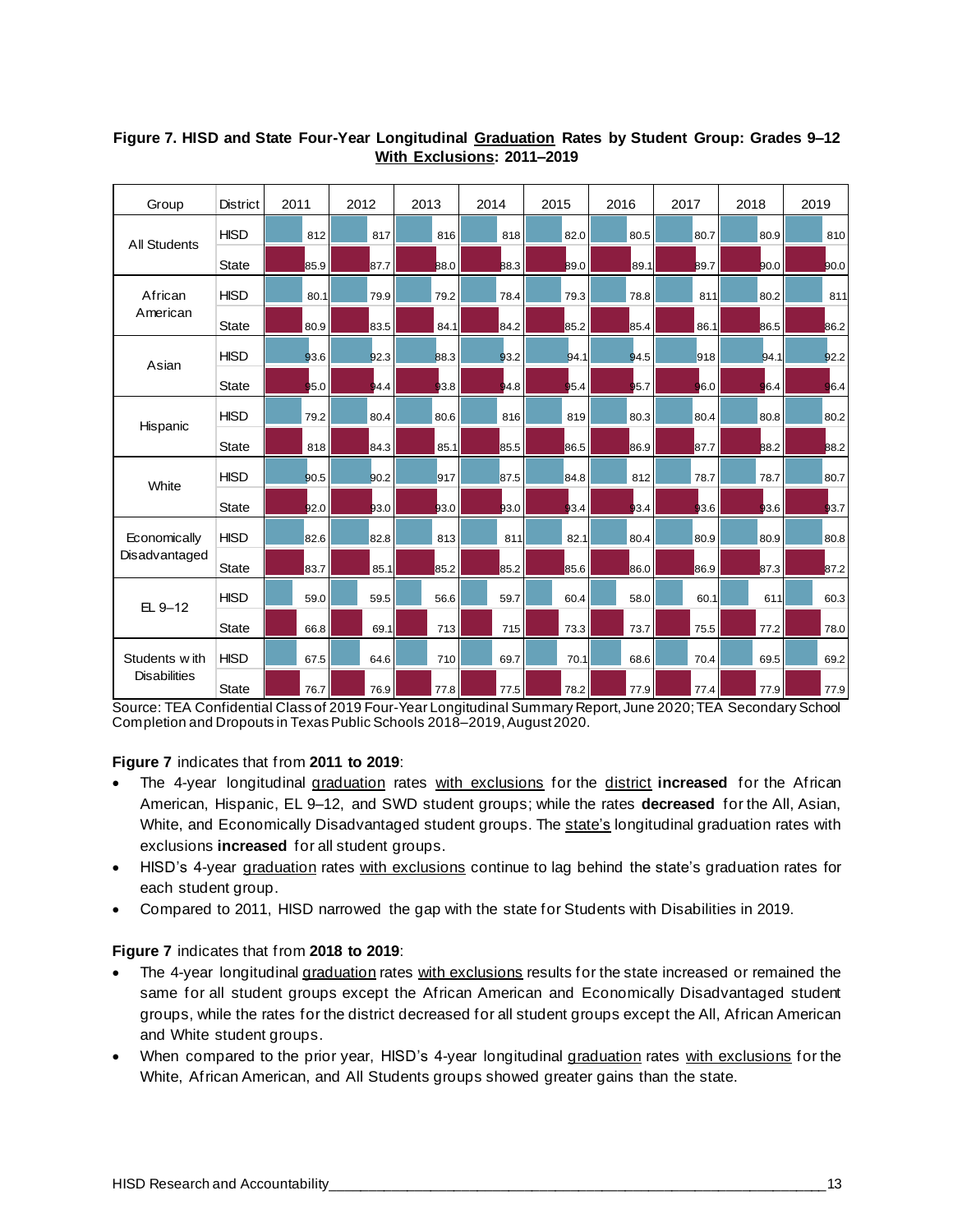**Figure 7. HISD and State Four-Year Longitudinal Graduation Rates by Student Group: Grades 9–12 With Exclusions: 2011–2019**

| Group | District | 2011 | 2012 | 2013 | 2014 | 2015 | 2016 | 2017 | 2018 | 2019 |
|---|---|---|---|---|---|---|---|---|---|---|
| All Students | HISD | 812 | 817 | 816 | 818 | 82.0 | 80.5 | 80.7 | 80.9 | 810 |
| | State | 85.9 | 87.7 | 88.0 | 88.3 | 89.0 | 89.1 | 89.7 | 90.0 | 90.0 |
| African American | HISD | 80.1 | 79.9 | 79.2 | 78.4 | 79.3 | 78.8 | 811 | 80.2 | 811 |
| | State | 80.9 | 83.5 | 84.1 | 84.2 | 85.2 | 85.4 | 86.1 | 86.5 | 86.2 |
| Asian | HISD | 93.6 | 92.3 | 88.3 | 93.2 | 94.1 | 94.5 | 918 | 94.1 | 92.2 |
| | State | 95.0 | 94.4 | 93.8 | 94.8 | 95.4 | 95.7 | 96.0 | 96.4 | 96.4 |
| Hispanic | HISD | 79.2 | 80.4 | 80.6 | 816 | 819 | 80.3 | 80.4 | 80.8 | 80.2 |
| | State | 818 | 84.3 | 85.1 | 85.5 | 86.5 | 86.9 | 87.7 | 88.2 | 88.2 |
| White | HISD | 90.5 | 90.2 | 917 | 87.5 | 84.8 | 812 | 78.7 | 78.7 | 80.7 |
| | State | 92.0 | 93.0 | 93.0 | 93.0 | 93.4 | 93.4 | 93.6 | 93.6 | 93.7 |
| Economically Disadvantaged | HISD | 82.6 | 82.8 | 813 | 811 | 82.1 | 80.4 | 80.9 | 80.9 | 80.8 |
| | State | 83.7 | 85.1 | 85.2 | 85.2 | 85.6 | 86.0 | 86.9 | 87.3 | 87.2 |
| EL 9–12 | HISD | 59.0 | 59.5 | 56.6 | 59.7 | 60.4 | 58.0 | 60.1 | 611 | 60.3 |
| | State | 66.8 | 69.1 | 713 | 715 | 73.3 | 73.7 | 75.5 | 77.2 | 78.0 |
| Students with Disabilities | HISD | 67.5 | 64.6 | 710 | 69.7 | 70.1 | 68.6 | 70.4 | 69.5 | 69.2 |
| | State | 76.7 | 76.9 | 77.8 | 77.5 | 78.2 | 77.9 | 77.4 | 77.9 | 77.9 |

Source: TEA Confidential Class of 2019 Four-Year Longitudinal Summary Report, June 2020; TEA Secondary School Completion and Dropouts in Texas Public Schools 2018–2019, August 2020.

**Figure 7** indicates that from **2011 to 2019**:

- The 4-year longitudinal graduation rates with exclusions for the district **increased** for the African American, Hispanic, EL 9–12, and SWD student groups; while the rates **decreased** for the All, Asian, White, and Economically Disadvantaged student groups. The state's longitudinal graduation rates with exclusions **increased** for all student groups.
- HISD's 4-year graduation rates with exclusions continue to lag behind the state's graduation rates for each student group.
- Compared to 2011, HISD narrowed the gap with the state for Students with Disabilities in 2019.

**Figure 7** indicates that from **2018 to 2019**:

- The 4-year longitudinal graduation rates with exclusions results for the state increased or remained the same for all student groups except the African American and Economically Disadvantaged student groups, while the rates for the district decreased for all student groups except the All, African American and White student groups.
- When compared to the prior year, HISD's 4-year longitudinal graduation rates with exclusions for the White, African American, and All Students groups showed greater gains than the state.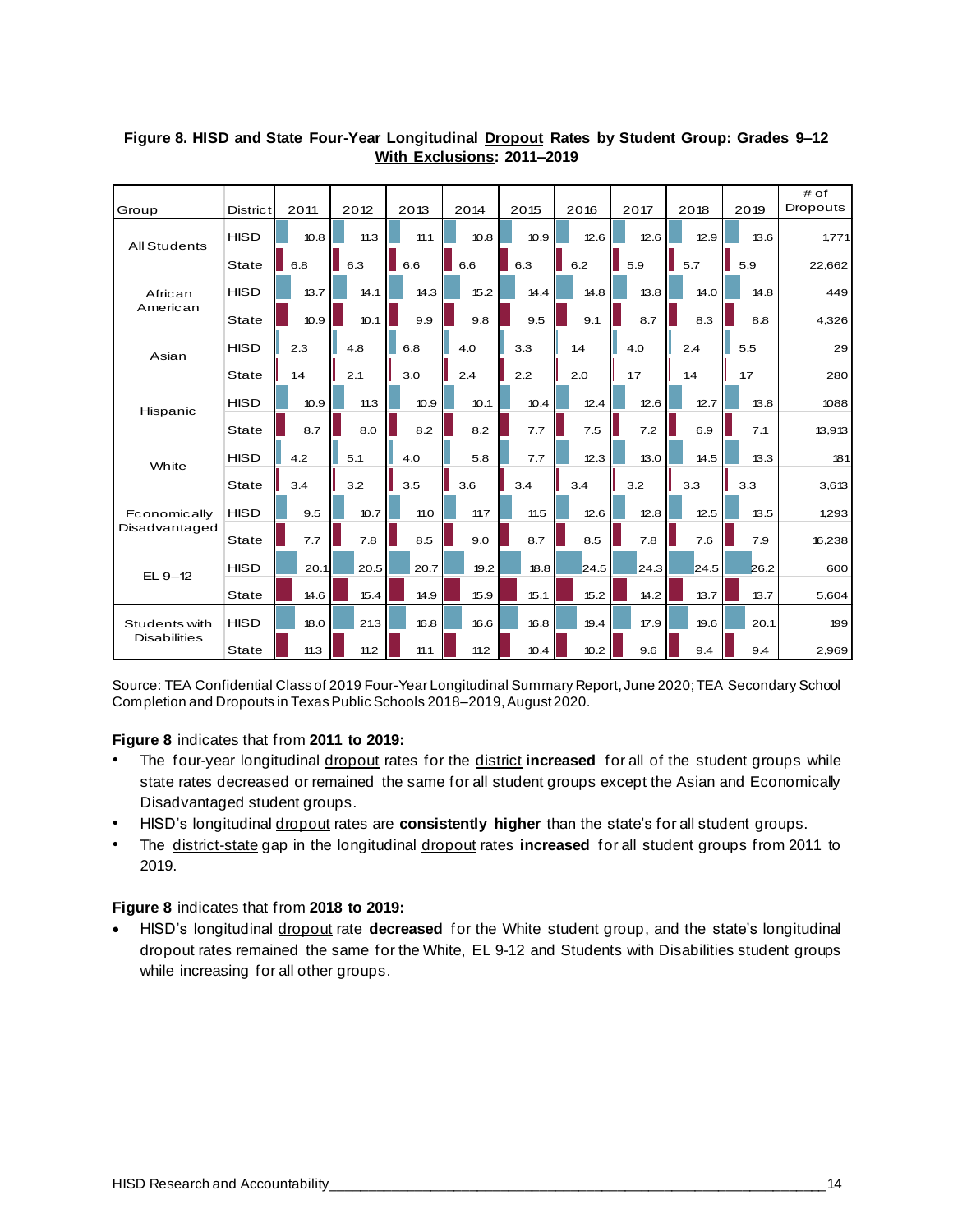**Figure 8. HISD and State Four-Year Longitudinal Dropout Rates by Student Group: Grades 9–12 With Exclusions: 2011–2019**

| Group | District | 2011 | 2012 | 2013 | 2014 | 2015 | 2016 | 2017 | 2018 | 2019 | # of Dropouts |
|---|---|---|---|---|---|---|---|---|---|---|---|
| All Students | HISD | 10.8 | 11.3 | 11.1 | 10.8 | 10.9 | 12.6 | 12.6 | 12.9 | 13.6 | 1,771 |
| | State | 6.8 | 6.3 | 6.6 | 6.6 | 6.3 | 6.2 | 5.9 | 5.7 | 5.9 | 22,662 |
| African American | HISD | 13.7 | 14.1 | 14.3 | 15.2 | 14.4 | 14.8 | 13.8 | 14.0 | 14.8 | 449 |
| | State | 10.9 | 10.1 | 9.9 | 9.8 | 9.5 | 9.1 | 8.7 | 8.3 | 8.8 | 4,326 |
| Asian | HISD | 2.3 | 4.8 | 6.8 | 4.0 | 3.3 | 1.4 | 4.0 | 2.4 | 5.5 | 29 |
| | State | 1.4 | 2.1 | 3.0 | 2.4 | 2.2 | 2.0 | 1.7 | 1.4 | 1.7 | 280 |
| Hispanic | HISD | 10.9 | 11.3 | 10.9 | 10.1 | 10.4 | 12.4 | 12.6 | 12.7 | 13.8 | 1,088 |
| | State | 8.7 | 8.0 | 8.2 | 8.2 | 7.7 | 7.5 | 7.2 | 6.9 | 7.1 | 13,913 |
| White | HISD | 4.2 | 5.1 | 4.0 | 5.8 | 7.7 | 12.3 | 13.0 | 14.5 | 13.3 | 181 |
| | State | 3.4 | 3.2 | 3.5 | 3.6 | 3.4 | 3.4 | 3.2 | 3.3 | 3.3 | 3,613 |
| Economically Disadvantaged | HISD | 9.5 | 10.7 | 11.0 | 11.7 | 11.5 | 12.6 | 12.8 | 12.5 | 13.5 | 1,293 |
| | State | 7.7 | 7.8 | 8.5 | 9.0 | 8.7 | 8.5 | 7.8 | 7.6 | 7.9 | 16,238 |
| EL 9–12 | HISD | 20.1 | 20.5 | 20.7 | 19.2 | 18.8 | 24.5 | 24.3 | 24.5 | 26.2 | 600 |
| | State | 14.6 | 15.4 | 14.9 | 15.9 | 15.1 | 15.2 | 14.2 | 13.7 | 13.7 | 5,604 |
| Students with Disabilities | HISD | 18.0 | 21.3 | 16.8 | 16.6 | 16.8 | 19.4 | 17.9 | 19.6 | 20.1 | 199 |
| | State | 11.3 | 11.2 | 11.1 | 11.2 | 10.4 | 10.2 | 9.6 | 9.4 | 9.4 | 2,969 |

Source: TEA Confidential Class of 2019 Four-Year Longitudinal Summary Report, June 2020; TEA Secondary School Completion and Dropouts in Texas Public Schools 2018–2019, August 2020.

**Figure 8** indicates that from **2011 to 2019:**

- The four-year longitudinal dropout rates for the district **increased** for all of the student groups while state rates decreased or remained the same for all student groups except the Asian and Economically Disadvantaged student groups.
- HISD's longitudinal dropout rates are **consistently higher** than the state's for all student groups.
- The district-state gap in the longitudinal dropout rates **increased** for all student groups from 2011 to 2019.

**Figure 8** indicates that from **2018 to 2019:**

- HISD's longitudinal dropout rate **decreased** for the White student group, and the state's longitudinal dropout rates remained the same for the White, EL 9-12 and Students with Disabilities student groups while increasing for all other groups.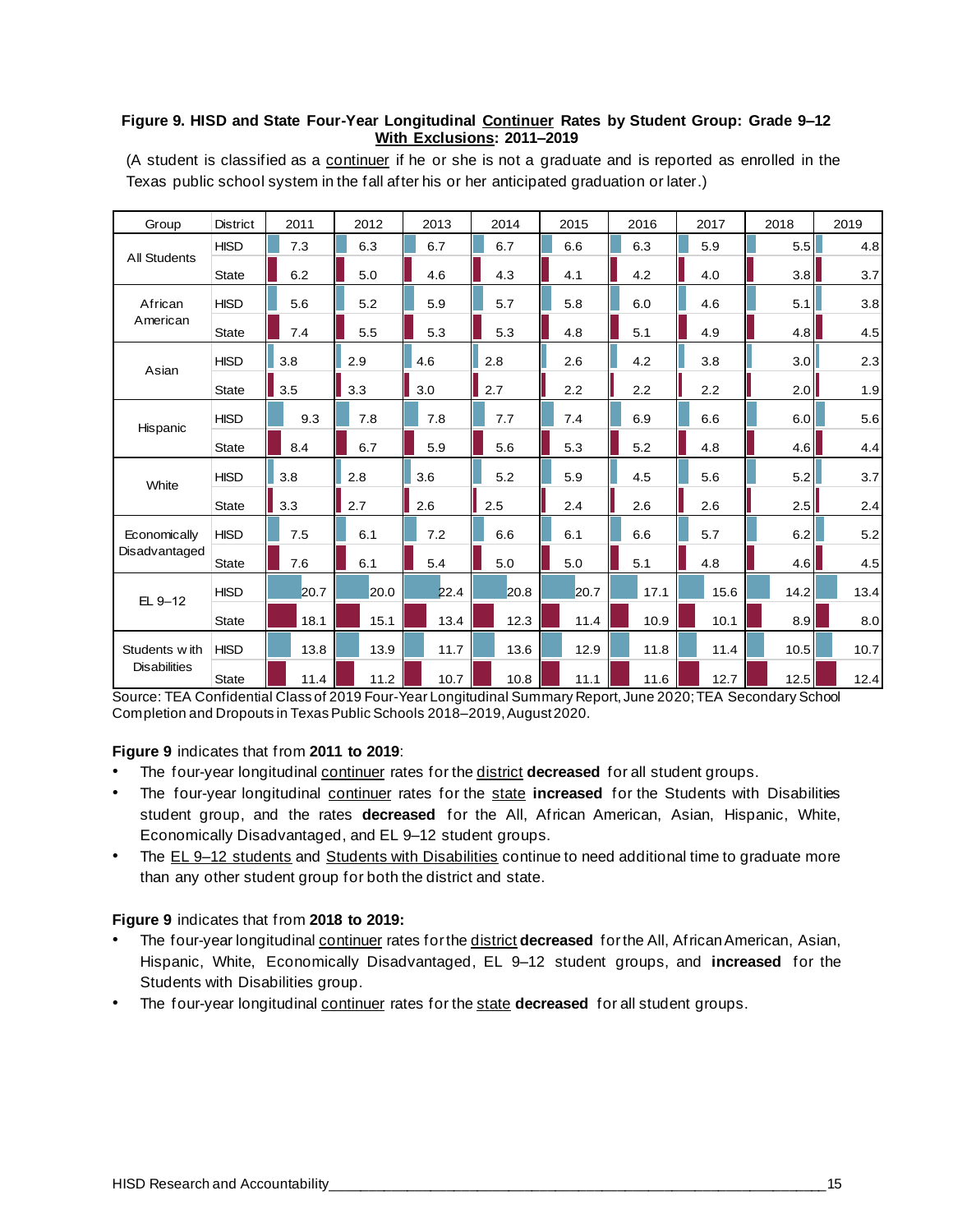**Figure 9. HISD and State Four-Year Longitudinal Continuer Rates by Student Group: Grade 9–12 With Exclusions: 2011–2019**

(A student is classified as a continuer if he or she is not a graduate and is reported as enrolled in the Texas public school system in the fall after his or her anticipated graduation or later.)

| Group | District | 2011 | 2012 | 2013 | 2014 | 2015 | 2016 | 2017 | 2018 | 2019 |
|---|---|---|---|---|---|---|---|---|---|---|
| All Students | HISD | 7.3 | 6.3 | 6.7 | 6.7 | 6.6 | 6.3 | 5.9 | 5.5 | 4.8 |
| | State | 6.2 | 5.0 | 4.6 | 4.3 | 4.1 | 4.2 | 4.0 | 3.8 | 3.7 |
| African American | HISD | 5.6 | 5.2 | 5.9 | 5.7 | 5.8 | 6.0 | 4.6 | 5.1 | 3.8 |
| | State | 7.4 | 5.5 | 5.3 | 5.3 | 4.8 | 5.1 | 4.9 | 4.8 | 4.5 |
| Asian | HISD | 3.8 | 2.9 | 4.6 | 2.8 | 2.6 | 4.2 | 3.8 | 3.0 | 2.3 |
| | State | 3.5 | 3.3 | 3.0 | 2.7 | 2.2 | 2.2 | 2.2 | 2.0 | 1.9 |
| Hispanic | HISD | 9.3 | 7.8 | 7.8 | 7.7 | 7.4 | 6.9 | 6.6 | 6.0 | 5.6 |
| | State | 8.4 | 6.7 | 5.9 | 5.6 | 5.3 | 5.2 | 4.8 | 4.6 | 4.4 |
| White | HISD | 3.8 | 2.8 | 3.6 | 5.2 | 5.9 | 4.5 | 5.6 | 5.2 | 3.7 |
| | State | 3.3 | 2.7 | 2.6 | 2.5 | 2.4 | 2.6 | 2.6 | 2.5 | 2.4 |
| Economically Disadvantaged | HISD | 7.5 | 6.1 | 7.2 | 6.6 | 6.1 | 6.6 | 5.7 | 6.2 | 5.2 |
| | State | 7.6 | 6.1 | 5.4 | 5.0 | 5.0 | 5.1 | 4.8 | 4.6 | 4.5 |
| EL 9–12 | HISD | 20.7 | 20.0 | 22.4 | 20.8 | 20.7 | 17.1 | 15.6 | 14.2 | 13.4 |
| | State | 18.1 | 15.1 | 13.4 | 12.3 | 11.4 | 10.9 | 10.1 | 8.9 | 8.0 |
| Students with Disabilities | HISD | 13.8 | 13.9 | 11.7 | 13.6 | 12.9 | 11.8 | 11.4 | 10.5 | 10.7 |
| | State | 11.4 | 11.2 | 10.7 | 10.8 | 11.1 | 11.6 | 12.7 | 12.5 | 12.4 |

Source: TEA Confidential Class of 2019 Four-Year Longitudinal Summary Report, June 2020; TEA Secondary School Completion and Dropouts in Texas Public Schools 2018–2019, August 2020.

**Figure 9** indicates that from **2011 to 2019**:

- The four-year longitudinal continuer rates for the district **decreased** for all student groups.
- The four-year longitudinal continuer rates for the state **increased** for the Students with Disabilities student group, and the rates **decreased** for the All, African American, Asian, Hispanic, White, Economically Disadvantaged, and EL 9–12 student groups.
- The EL 9–12 students and Students with Disabilities continue to need additional time to graduate more than any other student group for both the district and state.

**Figure 9** indicates that from **2018 to 2019:**

- The four-year longitudinal continuer rates for the district **decreased** for the All, African American, Asian, Hispanic, White, Economically Disadvantaged, EL 9–12 student groups, and **increased** for the Students with Disabilities group.
- The four-year longitudinal continuer rates for the state **decreased** for all student groups.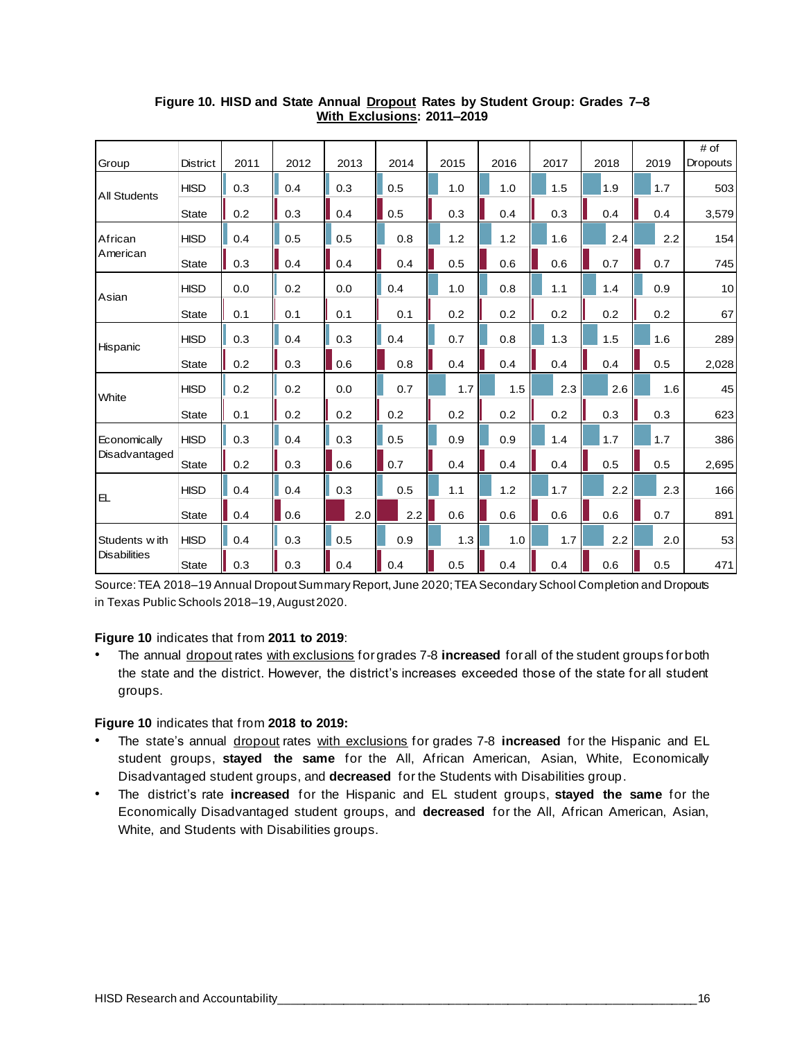**Figure 10. HISD and State Annual Dropout Rates by Student Group: Grades 7–8 With Exclusions: 2011–2019**

| Group | District | 2011 | 2012 | 2013 | 2014 | 2015 | 2016 | 2017 | 2018 | 2019 | # of Dropouts |
|---|---|---|---|---|---|---|---|---|---|---|---|
| All Students | HISD | 0.3 | 0.4 | 0.3 | 0.5 | 1.0 | 1.0 | 1.5 | 1.9 | 1.7 | 503 |
| | State | 0.2 | 0.3 | 0.4 | 0.5 | 0.3 | 0.4 | 0.3 | 0.4 | 0.4 | 3,579 |
| African American | HISD | 0.4 | 0.5 | 0.5 | 0.8 | 1.2 | 1.2 | 1.6 | 2.4 | 2.2 | 154 |
| | State | 0.3 | 0.4 | 0.4 | 0.4 | 0.5 | 0.6 | 0.6 | 0.7 | 0.7 | 745 |
| Asian | HISD | 0.0 | 0.2 | 0.0 | 0.4 | 1.0 | 0.8 | 1.1 | 1.4 | 0.9 | 10 |
| | State | 0.1 | 0.1 | 0.1 | 0.1 | 0.2 | 0.2 | 0.2 | 0.2 | 0.2 | 67 |
| Hispanic | HISD | 0.3 | 0.4 | 0.3 | 0.4 | 0.7 | 0.8 | 1.3 | 1.5 | 1.6 | 289 |
| | State | 0.2 | 0.3 | 0.6 | 0.8 | 0.4 | 0.4 | 0.4 | 0.4 | 0.5 | 2,028 |
| White | HISD | 0.2 | 0.2 | 0.0 | 0.7 | 1.7 | 1.5 | 2.3 | 2.6 | 1.6 | 45 |
| | State | 0.1 | 0.2 | 0.2 | 0.2 | 0.2 | 0.2 | 0.2 | 0.3 | 0.3 | 623 |
| Economically Disadvantaged | HISD | 0.3 | 0.4 | 0.3 | 0.5 | 0.9 | 0.9 | 1.4 | 1.7 | 1.7 | 386 |
| | State | 0.2 | 0.3 | 0.6 | 0.7 | 0.4 | 0.4 | 0.4 | 0.5 | 0.5 | 2,695 |
| EL | HISD | 0.4 | 0.4 | 0.3 | 0.5 | 1.1 | 1.2 | 1.7 | 2.2 | 2.3 | 166 |
| | State | 0.4 | 0.6 | 2.0 | 2.2 | 0.6 | 0.6 | 0.6 | 0.6 | 0.7 | 891 |
| Students with Disabilities | HISD | 0.4 | 0.3 | 0.5 | 0.9 | 1.3 | 1.0 | 1.7 | 2.2 | 2.0 | 53 |
| | State | 0.3 | 0.3 | 0.4 | 0.4 | 0.5 | 0.4 | 0.4 | 0.6 | 0.5 | 471 |

Source: TEA 2018–19 Annual Dropout Summary Report, June 2020; TEA Secondary School Completion and Dropouts in Texas Public Schools 2018–19, August 2020.

**Figure 10** indicates that from **2011 to 2019**:

- The annual dropout rates with exclusions for grades 7-8 **increased** for all of the student groups for both the state and the district. However, the district's increases exceeded those of the state for all student groups.

**Figure 10** indicates that from **2018 to 2019:**

- The state's annual dropout rates with exclusions for grades 7-8 **increased** for the Hispanic and EL student groups, **stayed the same** for the All, African American, Asian, White, Economically Disadvantaged student groups, and **decreased** for the Students with Disabilities group.
- The district's rate **increased** for the Hispanic and EL student groups, **stayed the same** for the Economically Disadvantaged student groups, and **decreased** for the All, African American, Asian, White, and Students with Disabilities groups.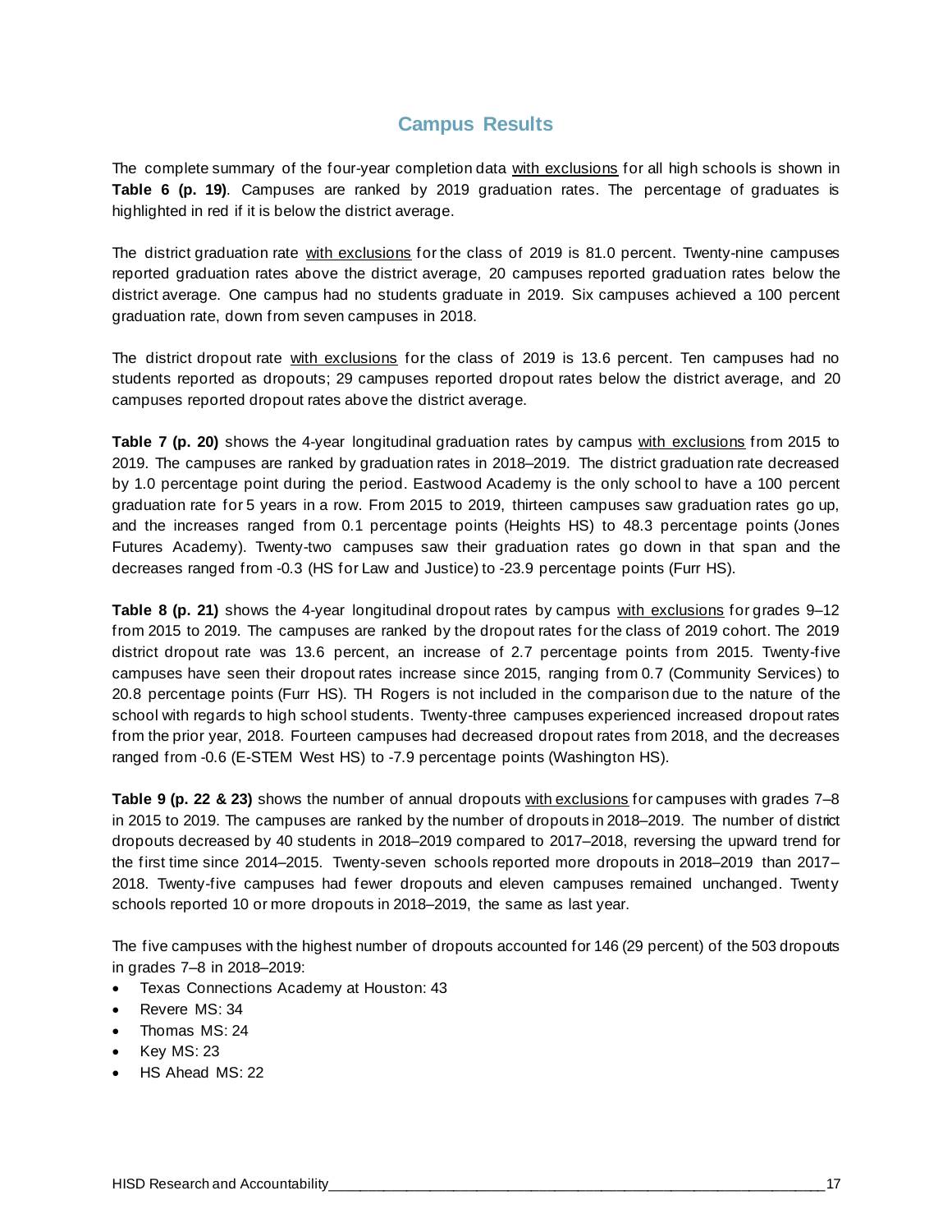## Campus Results

The complete summary of the four-year completion data with exclusions for all high schools is shown in **Table 6 (p. 19)**. Campuses are ranked by 2019 graduation rates. The percentage of graduates is highlighted in red if it is below the district average.

The district graduation rate with exclusions for the class of 2019 is 81.0 percent. Twenty-nine campuses reported graduation rates above the district average, 20 campuses reported graduation rates below the district average. One campus had no students graduate in 2019. Six campuses achieved a 100 percent graduation rate, down from seven campuses in 2018.

The district dropout rate with exclusions for the class of 2019 is 13.6 percent. Ten campuses had no students reported as dropouts; 29 campuses reported dropout rates below the district average, and 20 campuses reported dropout rates above the district average.

**Table 7 (p. 20)** shows the 4-year longitudinal graduation rates by campus with exclusions from 2015 to 2019. The campuses are ranked by graduation rates in 2018–2019. The district graduation rate decreased by 1.0 percentage point during the period. Eastwood Academy is the only school to have a 100 percent graduation rate for 5 years in a row. From 2015 to 2019, thirteen campuses saw graduation rates go up, and the increases ranged from 0.1 percentage points (Heights HS) to 48.3 percentage points (Jones Futures Academy). Twenty-two campuses saw their graduation rates go down in that span and the decreases ranged from -0.3 (HS for Law and Justice) to -23.9 percentage points (Furr HS).

**Table 8 (p. 21)** shows the 4-year longitudinal dropout rates by campus with exclusions for grades 9–12 from 2015 to 2019. The campuses are ranked by the dropout rates for the class of 2019 cohort. The 2019 district dropout rate was 13.6 percent, an increase of 2.7 percentage points from 2015. Twenty-five campuses have seen their dropout rates increase since 2015, ranging from 0.7 (Community Services) to 20.8 percentage points (Furr HS). TH Rogers is not included in the comparison due to the nature of the school with regards to high school students. Twenty-three campuses experienced increased dropout rates from the prior year, 2018. Fourteen campuses had decreased dropout rates from 2018, and the decreases ranged from -0.6 (E-STEM West HS) to -7.9 percentage points (Washington HS).

**Table 9 (p. 22 & 23)** shows the number of annual dropouts with exclusions for campuses with grades 7–8 in 2015 to 2019. The campuses are ranked by the number of dropouts in 2018–2019. The number of district dropouts decreased by 40 students in 2018–2019 compared to 2017–2018, reversing the upward trend for the first time since 2014–2015. Twenty-seven schools reported more dropouts in 2018–2019 than 2017–2018. Twenty-five campuses had fewer dropouts and eleven campuses remained unchanged. Twenty schools reported 10 or more dropouts in 2018–2019, the same as last year.

The five campuses with the highest number of dropouts accounted for 146 (29 percent) of the 503 dropouts in grades 7–8 in 2018–2019:

- Texas Connections Academy at Houston: 43
- Revere MS: 34
- Thomas MS: 24
- Key MS: 23
- HS Ahead MS: 22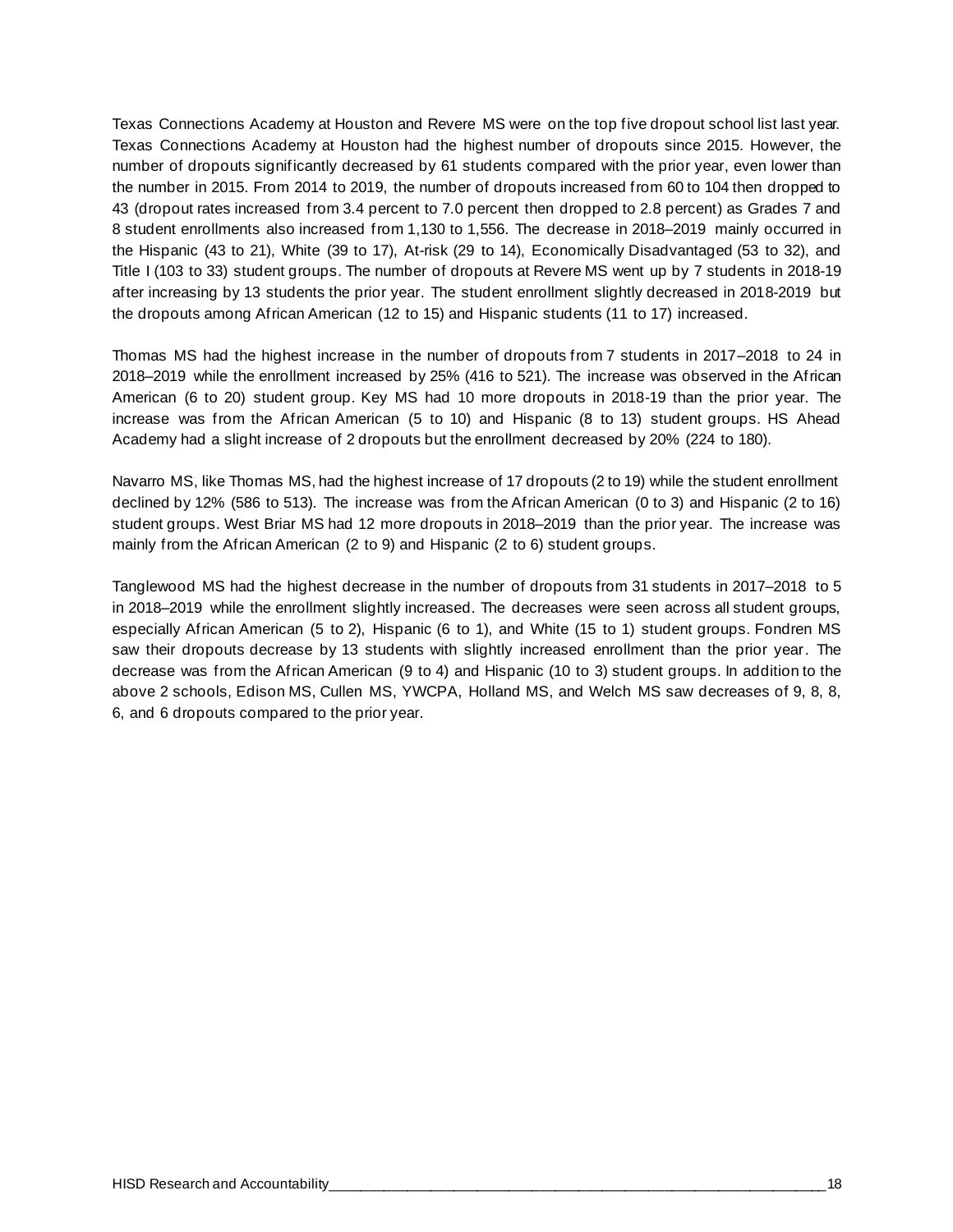Texas Connections Academy at Houston and Revere MS were on the top five dropout school list last year. Texas Connections Academy at Houston had the highest number of dropouts since 2015. However, the number of dropouts significantly decreased by 61 students compared with the prior year, even lower than the number in 2015. From 2014 to 2019, the number of dropouts increased from 60 to 104 then dropped to 43 (dropout rates increased from 3.4 percent to 7.0 percent then dropped to 2.8 percent) as Grades 7 and 8 student enrollments also increased from 1,130 to 1,556. The decrease in 2018–2019 mainly occurred in the Hispanic (43 to 21), White (39 to 17), At-risk (29 to 14), Economically Disadvantaged (53 to 32), and Title I (103 to 33) student groups. The number of dropouts at Revere MS went up by 7 students in 2018-19 after increasing by 13 students the prior year. The student enrollment slightly decreased in 2018-2019 but the dropouts among African American (12 to 15) and Hispanic students (11 to 17) increased.

Thomas MS had the highest increase in the number of dropouts from 7 students in 2017–2018 to 24 in 2018–2019 while the enrollment increased by 25% (416 to 521). The increase was observed in the African American (6 to 20) student group. Key MS had 10 more dropouts in 2018-19 than the prior year. The increase was from the African American (5 to 10) and Hispanic (8 to 13) student groups. HS Ahead Academy had a slight increase of 2 dropouts but the enrollment decreased by 20% (224 to 180).

Navarro MS, like Thomas MS, had the highest increase of 17 dropouts (2 to 19) while the student enrollment declined by 12% (586 to 513). The increase was from the African American (0 to 3) and Hispanic (2 to 16) student groups. West Briar MS had 12 more dropouts in 2018–2019 than the prior year. The increase was mainly from the African American (2 to 9) and Hispanic (2 to 6) student groups.

Tanglewood MS had the highest decrease in the number of dropouts from 31 students in 2017–2018 to 5 in 2018–2019 while the enrollment slightly increased. The decreases were seen across all student groups, especially African American (5 to 2), Hispanic (6 to 1), and White (15 to 1) student groups. Fondren MS saw their dropouts decrease by 13 students with slightly increased enrollment than the prior year. The decrease was from the African American (9 to 4) and Hispanic (10 to 3) student groups. In addition to the above 2 schools, Edison MS, Cullen MS, YWCPA, Holland MS, and Welch MS saw decreases of 9, 8, 8, 6, and 6 dropouts compared to the prior year.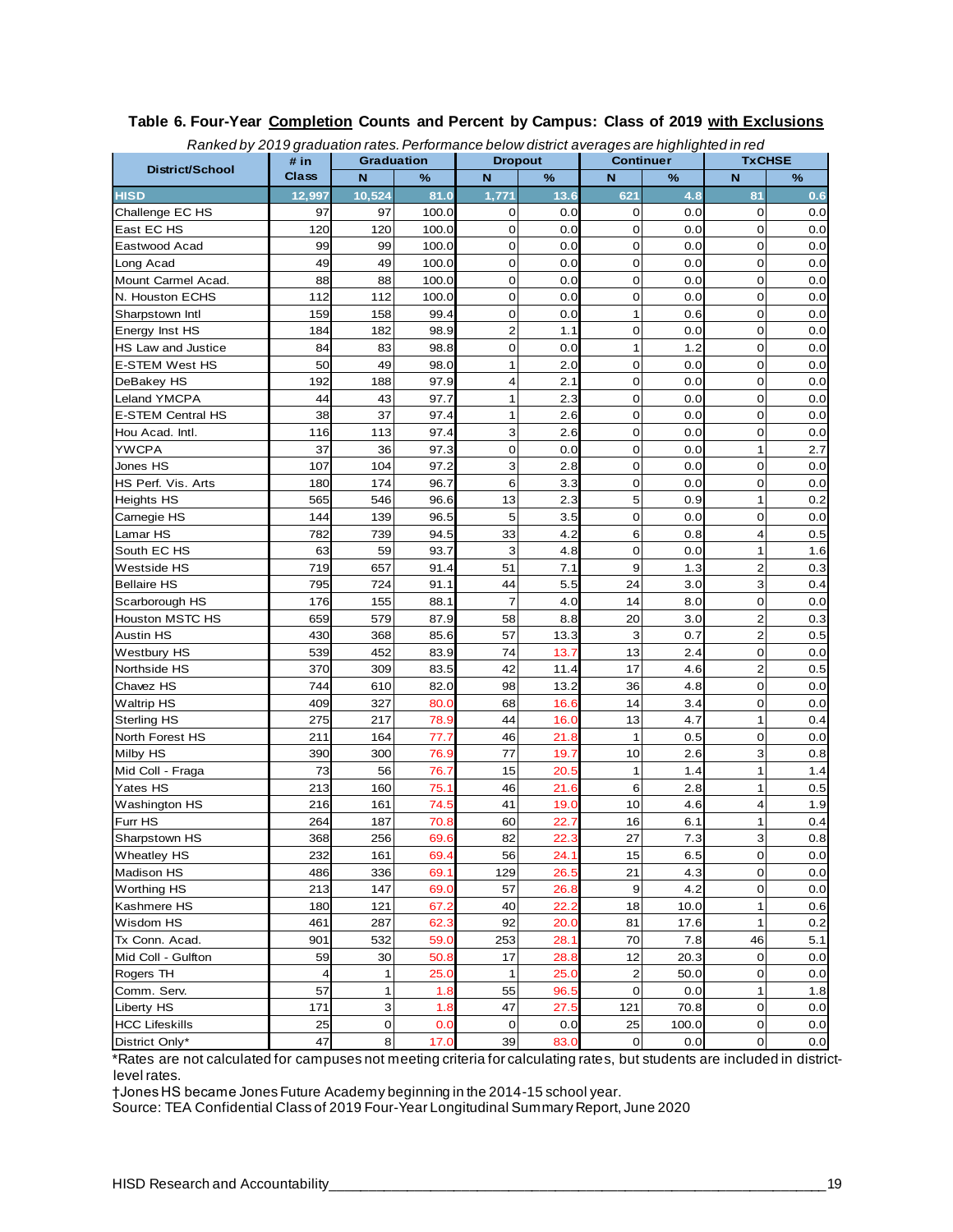**Table 6. Four-Year Completion Counts and Percent by Campus: Class of 2019 with Exclusions**

*Ranked by 2019 graduation rates. Performance below district averages are highlighted in red*

| District/School | # in Class | Graduation | | Dropout | | Continuer | | TxCHSE | |
|---|---|---|---|---|---|---|---|---|---|
| | | N | % | N | % | N | % | N | % |
| **HISD** | **12,997** | **10,524** | **81.0** | **1,771** | **13.6** | **621** | **4.8** | **81** | **0.6** |
| Challenge EC HS | 97 | 97 | 100.0 | 0 | 0.0 | 0 | 0.0 | 0 | 0.0 |
| East EC HS | 120 | 120 | 100.0 | 0 | 0.0 | 0 | 0.0 | 0 | 0.0 |
| Eastwood Acad | 99 | 99 | 100.0 | 0 | 0.0 | 0 | 0.0 | 0 | 0.0 |
| Long Acad | 49 | 49 | 100.0 | 0 | 0.0 | 0 | 0.0 | 0 | 0.0 |
| Mount Carmel Acad. | 88 | 88 | 100.0 | 0 | 0.0 | 0 | 0.0 | 0 | 0.0 |
| N. Houston ECHS | 112 | 112 | 100.0 | 0 | 0.0 | 0 | 0.0 | 0 | 0.0 |
| Sharpstown Intl | 159 | 158 | 99.4 | 0 | 0.0 | 1 | 0.6 | 0 | 0.0 |
| Energy Inst HS | 184 | 182 | 98.9 | 2 | 1.1 | 0 | 0.0 | 0 | 0.0 |
| HS Law and Justice | 84 | 83 | 98.8 | 0 | 0.0 | 1 | 1.2 | 0 | 0.0 |
| E-STEM West HS | 50 | 49 | 98.0 | 1 | 2.0 | 0 | 0.0 | 0 | 0.0 |
| DeBakey HS | 192 | 188 | 97.9 | 4 | 2.1 | 0 | 0.0 | 0 | 0.0 |
| Leland YMCPA | 44 | 43 | 97.7 | 1 | 2.3 | 0 | 0.0 | 0 | 0.0 |
| E-STEM Central HS | 38 | 37 | 97.4 | 1 | 2.6 | 0 | 0.0 | 0 | 0.0 |
| Hou Acad. Intl. | 116 | 113 | 97.4 | 3 | 2.6 | 0 | 0.0 | 0 | 0.0 |
| YWCPA | 37 | 36 | 97.3 | 0 | 0.0 | 0 | 0.0 | 1 | 2.7 |
| Jones HS | 107 | 104 | 97.2 | 3 | 2.8 | 0 | 0.0 | 0 | 0.0 |
| HS Perf. Vis. Arts | 180 | 174 | 96.7 | 6 | 3.3 | 0 | 0.0 | 0 | 0.0 |
| Heights HS | 565 | 546 | 96.6 | 13 | 2.3 | 5 | 0.9 | 1 | 0.2 |
| Carnegie HS | 144 | 139 | 96.5 | 5 | 3.5 | 0 | 0.0 | 0 | 0.0 |
| Lamar HS | 782 | 739 | 94.5 | 33 | 4.2 | 6 | 0.8 | 4 | 0.5 |
| South EC HS | 63 | 59 | 93.7 | 3 | 4.8 | 0 | 0.0 | 1 | 1.6 |
| Westside HS | 719 | 657 | 91.4 | 51 | 7.1 | 9 | 1.3 | 2 | 0.3 |
| Bellaire HS | 795 | 724 | 91.1 | 44 | 5.5 | 24 | 3.0 | 3 | 0.4 |
| Scarborough HS | 176 | 155 | 88.1 | 7 | 4.0 | 14 | 8.0 | 0 | 0.0 |
| Houston MSTC HS | 659 | 579 | 87.9 | 58 | 8.8 | 20 | 3.0 | 2 | 0.3 |
| Austin HS | 430 | 368 | 85.6 | 57 | 13.3 | 3 | 0.7 | 2 | 0.5 |
| Westbury HS | 539 | 452 | 83.9 | 74 | 13.7 | 13 | 2.4 | 0 | 0.0 |
| Northside HS | 370 | 309 | 83.5 | 42 | 11.4 | 17 | 4.6 | 2 | 0.5 |
| Chavez HS | 744 | 610 | 82.0 | 98 | 13.2 | 36 | 4.8 | 0 | 0.0 |
| Waltrip HS | 409 | 327 | 80.0 | 68 | 16.6 | 14 | 3.4 | 0 | 0.0 |
| Sterling HS | 275 | 217 | 78.9 | 44 | 16.0 | 13 | 4.7 | 1 | 0.4 |
| North Forest HS | 211 | 164 | 77.7 | 46 | 21.8 | 1 | 0.5 | 0 | 0.0 |
| Milby HS | 390 | 300 | 76.9 | 77 | 19.7 | 10 | 2.6 | 3 | 0.8 |
| Mid Coll - Fraga | 73 | 56 | 76.7 | 15 | 20.5 | 1 | 1.4 | 1 | 1.4 |
| Yates HS | 213 | 160 | 75.1 | 46 | 21.6 | 6 | 2.8 | 1 | 0.5 |
| Washington HS | 216 | 161 | 74.5 | 41 | 19.0 | 10 | 4.6 | 4 | 1.9 |
| Furr HS | 264 | 187 | 70.8 | 60 | 22.7 | 16 | 6.1 | 1 | 0.4 |
| Sharpstown HS | 368 | 256 | 69.6 | 82 | 22.3 | 27 | 7.3 | 3 | 0.8 |
| Wheatley HS | 232 | 161 | 69.4 | 56 | 24.1 | 15 | 6.5 | 0 | 0.0 |
| Madison HS | 486 | 336 | 69.1 | 129 | 26.5 | 21 | 4.3 | 0 | 0.0 |
| Worthing HS | 213 | 147 | 69.0 | 57 | 26.8 | 9 | 4.2 | 0 | 0.0 |
| Kashmere HS | 180 | 121 | 67.2 | 40 | 22.2 | 18 | 10.0 | 1 | 0.6 |
| Wisdom HS | 461 | 287 | 62.3 | 92 | 20.0 | 81 | 17.6 | 1 | 0.2 |
| Tx Conn. Acad. | 901 | 532 | 59.0 | 253 | 28.1 | 70 | 7.8 | 46 | 5.1 |
| Mid Coll - Gulfton | 59 | 30 | 50.8 | 17 | 28.8 | 12 | 20.3 | 0 | 0.0 |
| Rogers TH | 4 | 1 | 25.0 | 1 | 25.0 | 2 | 50.0 | 0 | 0.0 |
| Comm. Serv. | 57 | 1 | 1.8 | 55 | 96.5 | 0 | 0.0 | 1 | 1.8 |
| Liberty HS | 171 | 3 | 1.8 | 47 | 27.5 | 121 | 70.8 | 0 | 0.0 |
| HCC Lifeskills | 25 | 0 | 0.0 | 0 | 0.0 | 25 | 100.0 | 0 | 0.0 |
| District Only* | 47 | 8 | 17.0 | 39 | 83.0 | 0 | 0.0 | 0 | 0.0 |

*Rates are not calculated for campuses not meeting criteria for calculating rates, but students are included in district-level rates.

†Jones HS became Jones Future Academy beginning in the 2014-15 school year.

Source: TEA Confidential Class of 2019 Four-Year Longitudinal Summary Report, June 2020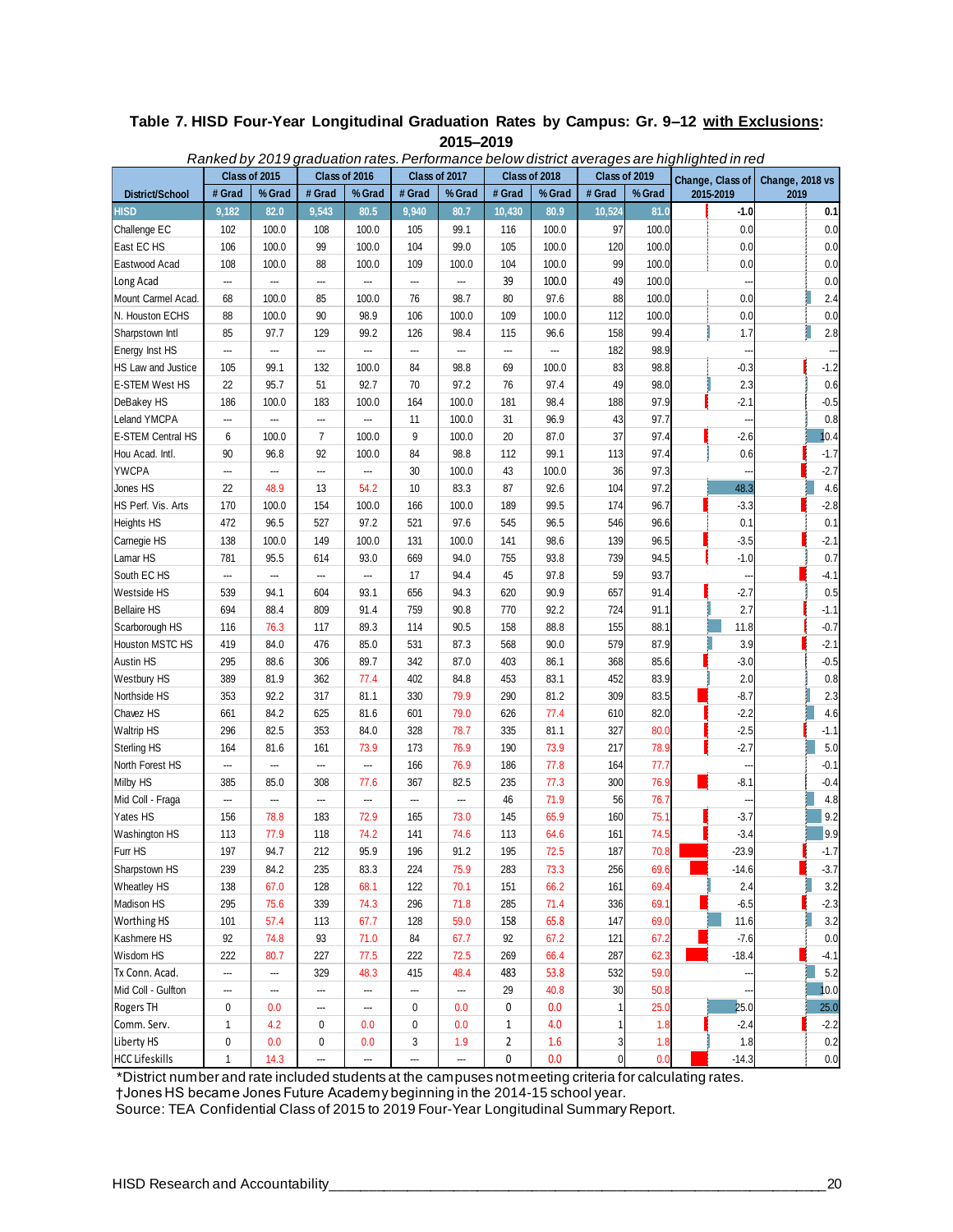**Table 7. HISD Four-Year Longitudinal Graduation Rates by Campus: Gr. 9–12 with Exclusions: 2015–2019**

*Ranked by 2019 graduation rates. Performance below district averages are highlighted in red*

| District/School | Class of 2015 | | Class of 2016 | | Class of 2017 | | Class of 2018 | | Class of 2019 | | Change, Class of 2015-2019 | Change, 2018 vs 2019 |
|---|---|---|---|---|---|---|---|---|---|---|---|---|
| | # Grad | % Grad | # Grad | % Grad | # Grad | % Grad | # Grad | % Grad | # Grad | % Grad | | |
| HISD | 9,182 | 82.0 | 9,543 | 80.5 | 9,940 | 80.7 | 10,430 | 80.9 | 10,524 | 81.0 | -1.0 | 0.1 |
| Challenge EC | 102 | 100.0 | 108 | 100.0 | 105 | 99.1 | 116 | 100.0 | 97 | 100.0 | 0.0 | 0.0 |
| East EC HS | 106 | 100.0 | 99 | 100.0 | 104 | 99.0 | 105 | 100.0 | 120 | 100.0 | 0.0 | 0.0 |
| Eastwood Acad | 108 | 100.0 | 88 | 100.0 | 109 | 100.0 | 104 | 100.0 | 99 | 100.0 | 0.0 | 0.0 |
| Long Acad | --- | --- | --- | --- | --- | --- | 39 | 100.0 | 49 | 100.0 | --- | 0.0 |
| Mount Carmel Acad. | 68 | 100.0 | 85 | 100.0 | 76 | 98.7 | 80 | 97.6 | 88 | 100.0 | 0.0 | 2.4 |
| N. Houston ECHS | 88 | 100.0 | 90 | 98.9 | 106 | 100.0 | 109 | 100.0 | 112 | 100.0 | 0.0 | 0.0 |
| Sharpstown Intl | 85 | 97.7 | 129 | 99.2 | 126 | 98.4 | 115 | 96.6 | 158 | 99.4 | 1.7 | 2.8 |
| Energy Inst HS | --- | --- | --- | --- | --- | --- | --- | --- | 182 | 98.9 | --- | --- |
| HS Law and Justice | 105 | 99.1 | 132 | 100.0 | 84 | 98.8 | 69 | 100.0 | 83 | 98.8 | -0.3 | -1.2 |
| E-STEM West HS | 22 | 95.7 | 51 | 92.7 | 70 | 97.2 | 76 | 97.4 | 49 | 98.0 | 2.3 | 0.6 |
| DeBakey HS | 186 | 100.0 | 183 | 100.0 | 164 | 100.0 | 181 | 98.4 | 188 | 97.9 | -2.1 | -0.5 |
| Leland YMCPA | --- | --- | --- | --- | 11 | 100.0 | 31 | 96.9 | 43 | 97.7 | --- | 0.8 |
| E-STEM Central HS | 6 | 100.0 | 7 | 100.0 | 9 | 100.0 | 20 | 87.0 | 37 | 97.4 | -2.6 | 10.4 |
| Hou Acad. Intl. | 90 | 96.8 | 92 | 100.0 | 84 | 98.8 | 112 | 99.1 | 113 | 97.4 | 0.6 | -1.7 |
| YWCPA | --- | --- | --- | --- | 30 | 100.0 | 43 | 100.0 | 36 | 97.3 | --- | -2.7 |
| Jones HS | 22 | 48.9 | 13 | 54.2 | 10 | 83.3 | 87 | 92.6 | 104 | 97.2 | 48.3 | 4.6 |
| HS Perf. Vis. Arts | 170 | 100.0 | 154 | 100.0 | 166 | 100.0 | 189 | 99.5 | 174 | 96.7 | -3.3 | -2.8 |
| Heights HS | 472 | 96.5 | 527 | 97.2 | 521 | 97.6 | 545 | 96.5 | 546 | 96.6 | 0.1 | 0.1 |
| Carnegie HS | 138 | 100.0 | 149 | 100.0 | 131 | 100.0 | 141 | 98.6 | 139 | 96.5 | -3.5 | -2.1 |
| Lamar HS | 781 | 95.5 | 614 | 93.0 | 669 | 94.0 | 755 | 93.8 | 739 | 94.5 | -1.0 | 0.7 |
| South EC HS | --- | --- | --- | --- | 17 | 94.4 | 45 | 97.8 | 59 | 93.7 | --- | -4.1 |
| Westside HS | 539 | 94.1 | 604 | 93.1 | 656 | 94.3 | 620 | 90.9 | 657 | 91.4 | -2.7 | 0.5 |
| Bellaire HS | 694 | 88.4 | 809 | 91.4 | 759 | 90.8 | 770 | 92.2 | 724 | 91.1 | 2.7 | -1.1 |
| Scarborough HS | 116 | 76.3 | 117 | 89.3 | 114 | 90.5 | 158 | 88.8 | 155 | 88.1 | 11.8 | -0.7 |
| Houston MSTC HS | 419 | 84.0 | 476 | 85.0 | 531 | 87.3 | 568 | 90.0 | 579 | 87.9 | 3.9 | -2.1 |
| Austin HS | 295 | 88.6 | 306 | 89.7 | 342 | 87.0 | 403 | 86.1 | 368 | 85.6 | -3.0 | -0.5 |
| Westbury HS | 389 | 81.9 | 362 | 77.4 | 402 | 84.8 | 453 | 83.1 | 452 | 83.9 | 2.0 | 0.8 |
| Northside HS | 353 | 92.2 | 317 | 81.1 | 330 | 79.9 | 290 | 81.2 | 309 | 83.5 | -8.7 | 2.3 |
| Chavez HS | 661 | 84.2 | 625 | 81.6 | 601 | 79.0 | 626 | 77.4 | 610 | 82.0 | -2.2 | 4.6 |
| Waltrip HS | 296 | 82.5 | 353 | 84.0 | 328 | 78.7 | 335 | 81.1 | 327 | 80.0 | -2.5 | -1.1 |
| Sterling HS | 164 | 81.6 | 161 | 73.9 | 173 | 76.9 | 190 | 73.9 | 217 | 78.9 | -2.7 | 5.0 |
| North Forest HS | --- | --- | --- | --- | 166 | 76.9 | 186 | 77.8 | 164 | 77.7 | --- | -0.1 |
| Milby HS | 385 | 85.0 | 308 | 77.6 | 367 | 82.5 | 235 | 77.3 | 300 | 76.9 | -8.1 | -0.4 |
| Mid Coll - Fraga | --- | --- | --- | --- | --- | --- | 46 | 71.9 | 56 | 76.7 | --- | 4.8 |
| Yates HS | 156 | 78.8 | 183 | 72.9 | 165 | 73.0 | 145 | 65.9 | 160 | 75.1 | -3.7 | 9.2 |
| Washington HS | 113 | 77.9 | 118 | 74.2 | 141 | 74.6 | 113 | 64.6 | 161 | 74.5 | -3.4 | 9.9 |
| Furr HS | 197 | 94.7 | 212 | 95.9 | 196 | 91.2 | 195 | 72.5 | 187 | 70.8 | -23.9 | -1.7 |
| Sharpstown HS | 239 | 84.2 | 235 | 83.3 | 224 | 75.9 | 283 | 73.3 | 256 | 69.6 | -14.6 | -3.7 |
| Wheatley HS | 138 | 67.0 | 128 | 68.1 | 122 | 70.1 | 151 | 66.2 | 161 | 69.4 | 2.4 | 3.2 |
| Madison HS | 295 | 75.6 | 339 | 74.3 | 296 | 71.8 | 285 | 71.4 | 336 | 69.1 | -6.5 | -2.3 |
| Worthing HS | 101 | 57.4 | 113 | 67.7 | 128 | 59.0 | 158 | 65.8 | 147 | 69.0 | 11.6 | 3.2 |
| Kashmere HS | 92 | 74.8 | 93 | 71.0 | 84 | 67.7 | 92 | 67.2 | 121 | 67.2 | -7.6 | 0.0 |
| Wisdom HS | 222 | 80.7 | 227 | 77.5 | 222 | 72.5 | 269 | 66.4 | 287 | 62.3 | -18.4 | -4.1 |
| Tx Conn. Acad. | --- | --- | 329 | 48.3 | 415 | 48.4 | 483 | 53.8 | 532 | 59.0 | --- | 5.2 |
| Mid Coll - Gulfton | --- | --- | --- | --- | --- | --- | 29 | 40.8 | 30 | 50.8 | --- | 10.0 |
| Rogers TH | 0 | 0.0 | --- | --- | 0 | 0.0 | 0 | 0.0 | 1 | 25.0 | 25.0 | 25.0 |
| Comm. Serv. | 1 | 4.2 | 0 | 0.0 | 0 | 0.0 | 1 | 4.0 | 1 | 1.8 | -2.4 | -2.2 |
| Liberty HS | 0 | 0.0 | 0 | 0.0 | 3 | 1.9 | 2 | 1.6 | 3 | 1.8 | 1.8 | 0.2 |
| HCC Lifeskills | 1 | 14.3 | --- | --- | --- | --- | 0 | 0.0 | 0 | 0.0 | -14.3 | 0.0 |

*District number and rate included students at the campuses not meeting criteria for calculating rates.
†Jones HS became Jones Future Academy beginning in the 2014-15 school year.
Source: TEA Confidential Class of 2015 to 2019 Four-Year Longitudinal Summary Report.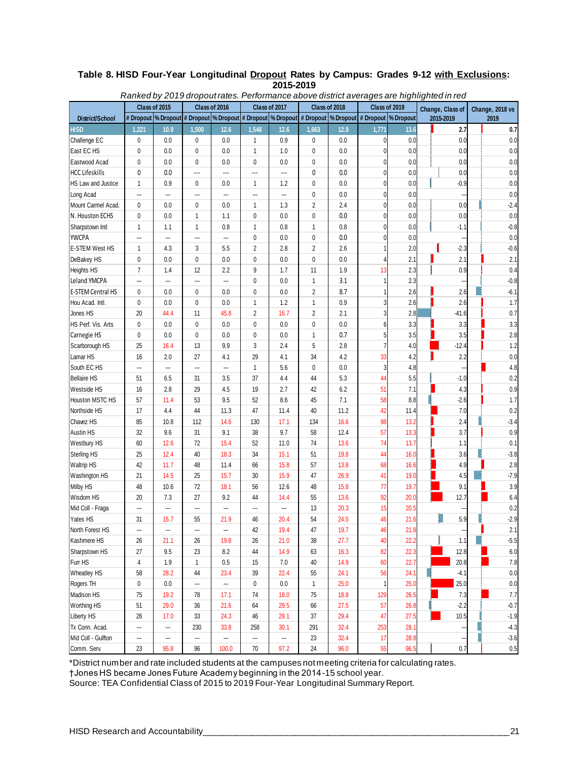**Table 8. HISD Four-Year Longitudinal Dropout Rates by Campus: Grades 9-12 with Exclusions: 2015-2019**

*Ranked by 2019 dropout rates. Performance above district averages are highlighted in red*

| District/School | Class of 2015 | | Class of 2016 | | Class of 2017 | | Class of 2018 | | Class of 2019 | | Change, Class of 2015-2019 | Change, 2018 vs 2019 |
|---|---|---|---|---|---|---|---|---|---|---|---|---|
| | # Dropout | % Dropout | # Dropout | % Dropout | # Dropout | % Dropout | # Dropout | % Dropout | # Dropout | % Dropout | | |
| HISD | 1,221 | 10.9 | 1,500 | 12.6 | 1,548 | 12.6 | 1,663 | 12.9 | 1,771 | 13.6 | 2.7 | 0.7 |
| Challenge EC | 0 | 0.0 | 0 | 0.0 | 1 | 0.9 | 0 | 0.0 | 0 | 0.0 | 0.0 | 0.0 |
| East EC HS | 0 | 0.0 | 0 | 0.0 | 1 | 1.0 | 0 | 0.0 | 0 | 0.0 | 0.0 | 0.0 |
| Eastwood Acad | 0 | 0.0 | 0 | 0.0 | 0 | 0.0 | 0 | 0.0 | 0 | 0.0 | 0.0 | 0.0 |
| HCC Lifeskills | 0 | 0.0 | --- | --- | --- | --- | 0 | 0.0 | 0 | 0.0 | 0.0 | 0.0 |
| HS Law and Justice | 1 | 0.9 | 0 | 0.0 | 1 | 1.2 | 0 | 0.0 | 0 | 0.0 | -0.9 | 0.0 |
| Long Acad | --- | --- | --- | --- | --- | --- | 0 | 0.0 | 0 | 0.0 | --- | 0.0 |
| Mount Carmel Acad. | 0 | 0.0 | 0 | 0.0 | 1 | 1.3 | 2 | 2.4 | 0 | 0.0 | 0.0 | -2.4 |
| N. Houston ECHS | 0 | 0.0 | 1 | 1.1 | 0 | 0.0 | 0 | 0.0 | 0 | 0.0 | 0.0 | 0.0 |
| Sharpstown Intl | 1 | 1.1 | 1 | 0.8 | 1 | 0.8 | 1 | 0.8 | 0 | 0.0 | -1.1 | -0.8 |
| YWCPA | --- | --- | --- | --- | 0 | 0.0 | 0 | 0.0 | 0 | 0.0 | --- | 0.0 |
| E-STEM West HS | 1 | 4.3 | 3 | 5.5 | 2 | 2.8 | 2 | 2.6 | 1 | 2.0 | -2.3 | -0.6 |
| DeBakey HS | 0 | 0.0 | 0 | 0.0 | 0 | 0.0 | 0 | 0.0 | 4 | 2.1 | 2.1 | 2.1 |
| Heights HS | 7 | 1.4 | 12 | 2.2 | 9 | 1.7 | 11 | 1.9 | 13 | 2.3 | 0.9 | 0.4 |
| Leland YMCPA | --- | --- | --- | --- | 0 | 0.0 | 1 | 3.1 | 1 | 2.3 | --- | -0.8 |
| E-STEM Central HS | 0 | 0.0 | 0 | 0.0 | 0 | 0.0 | 2 | 8.7 | 1 | 2.6 | 2.6 | -6.1 |
| Hou Acad. Intl. | 0 | 0.0 | 0 | 0.0 | 1 | 1.2 | 1 | 0.9 | 3 | 2.6 | 2.6 | 1.7 |
| Jones HS | 20 | 44.4 | 11 | 45.8 | 2 | 16.7 | 2 | 2.1 | 3 | 2.8 | -41.6 | 0.7 |
| HS Perf. Vis. Arts | 0 | 0.0 | 0 | 0.0 | 0 | 0.0 | 0 | 0.0 | 6 | 3.3 | 3.3 | 3.3 |
| Carnegie HS | 0 | 0.0 | 0 | 0.0 | 0 | 0.0 | 1 | 0.7 | 5 | 3.5 | 3.5 | 2.8 |
| Scarborough HS | 25 | 16.4 | 13 | 9.9 | 3 | 2.4 | 5 | 2.8 | 7 | 4.0 | -12.4 | 1.2 |
| Lamar HS | 16 | 2.0 | 27 | 4.1 | 29 | 4.1 | 34 | 4.2 | 33 | 4.2 | 2.2 | 0.0 |
| South EC HS | --- | --- | --- | --- | 1 | 5.6 | 0 | 0.0 | 3 | 4.8 | --- | 4.8 |
| Bellaire HS | 51 | 6.5 | 31 | 3.5 | 37 | 4.4 | 44 | 5.3 | 44 | 5.5 | -1.0 | 0.2 |
| Westside HS | 16 | 2.8 | 29 | 4.5 | 19 | 2.7 | 42 | 6.2 | 51 | 7.1 | 4.3 | 0.9 |
| Houston MSTC HS | 57 | 11.4 | 53 | 9.5 | 52 | 8.6 | 45 | 7.1 | 58 | 8.8 | -2.6 | 1.7 |
| Northside HS | 17 | 4.4 | 44 | 11.3 | 47 | 11.4 | 40 | 11.2 | 42 | 11.4 | 7.0 | 0.2 |
| Chavez HS | 85 | 10.8 | 112 | 14.6 | 130 | 17.1 | 134 | 16.6 | 98 | 13.2 | 2.4 | -3.4 |
| Austin HS | 32 | 9.6 | 31 | 9.1 | 38 | 9.7 | 58 | 12.4 | 57 | 13.3 | 3.7 | 0.9 |
| Westbury HS | 60 | 12.6 | 72 | 15.4 | 52 | 11.0 | 74 | 13.6 | 74 | 13.7 | 1.1 | 0.1 |
| Sterling HS | 25 | 12.4 | 40 | 18.3 | 34 | 15.1 | 51 | 19.8 | 44 | 16.0 | 3.6 | -3.8 |
| Waltrip HS | 42 | 11.7 | 48 | 11.4 | 66 | 15.8 | 57 | 13.8 | 68 | 16.6 | 4.9 | 2.8 |
| Washington HS | 21 | 14.5 | 25 | 15.7 | 30 | 15.9 | 47 | 26.9 | 41 | 19.0 | 4.5 | -7.9 |
| Milby HS | 48 | 10.6 | 72 | 18.1 | 56 | 12.6 | 48 | 15.8 | 77 | 19.7 | 9.1 | 3.9 |
| Wisdom HS | 20 | 7.3 | 27 | 9.2 | 44 | 14.4 | 55 | 13.6 | 92 | 20.0 | 12.7 | 6.4 |
| Mid Coll - Fraga | --- | --- | --- | --- | --- | --- | 13 | 20.3 | 15 | 20.5 | --- | 0.2 |
| Yates HS | 31 | 15.7 | 55 | 21.9 | 46 | 20.4 | 54 | 24.5 | 46 | 21.6 | 5.9 | -2.9 |
| North Forest HS | --- | --- | --- | --- | 42 | 19.4 | 47 | 19.7 | 46 | 21.8 | --- | 2.1 |
| Kashmere HS | 26 | 21.1 | 26 | 19.8 | 26 | 21.0 | 38 | 27.7 | 40 | 22.2 | 1.1 | -5.5 |
| Sharpstown HS | 27 | 9.5 | 23 | 8.2 | 44 | 14.9 | 63 | 16.3 | 82 | 22.3 | 12.8 | 6.0 |
| Furr HS | 4 | 1.9 | 1 | 0.5 | 15 | 7.0 | 40 | 14.9 | 60 | 22.7 | 20.8 | 7.8 |
| Wheatley HS | 58 | 28.2 | 44 | 23.4 | 39 | 22.4 | 55 | 24.1 | 56 | 24.1 | -4.1 | 0.0 |
| Rogers TH | 0 | 0.0 | --- | --- | 0 | 0.0 | 1 | 25.0 | 1 | 25.0 | 25.0 | 0.0 |
| Madison HS | 75 | 19.2 | 78 | 17.1 | 74 | 18.0 | 75 | 18.8 | 129 | 26.5 | 7.3 | 7.7 |
| Worthing HS | 51 | 29.0 | 36 | 21.6 | 64 | 29.5 | 66 | 27.5 | 57 | 26.8 | -2.2 | -0.7 |
| Liberty HS | 26 | 17.0 | 33 | 24.3 | 46 | 29.1 | 37 | 29.4 | 47 | 27.5 | 10.5 | -1.9 |
| Tx Conn. Acad. | --- | --- | 230 | 33.8 | 258 | 30.1 | 291 | 32.4 | 253 | 28.1 | --- | -4.3 |
| Mid Coll - Gulfton | --- | --- | --- | --- | --- | --- | 23 | 32.4 | 17 | 28.8 | --- | -3.6 |
| Comm. Serv. | 23 | 95.8 | 96 | 100.0 | 70 | 97.2 | 24 | 96.0 | 55 | 96.5 | 0.7 | 0.5 |

*District number and rate included students at the campuses not meeting criteria for calculating rates.
†Jones HS became Jones Future Academy beginning in the 2014-15 school year.
Source: TEA Confidential Class of 2015 to 2019 Four-Year Longitudinal Summary Report.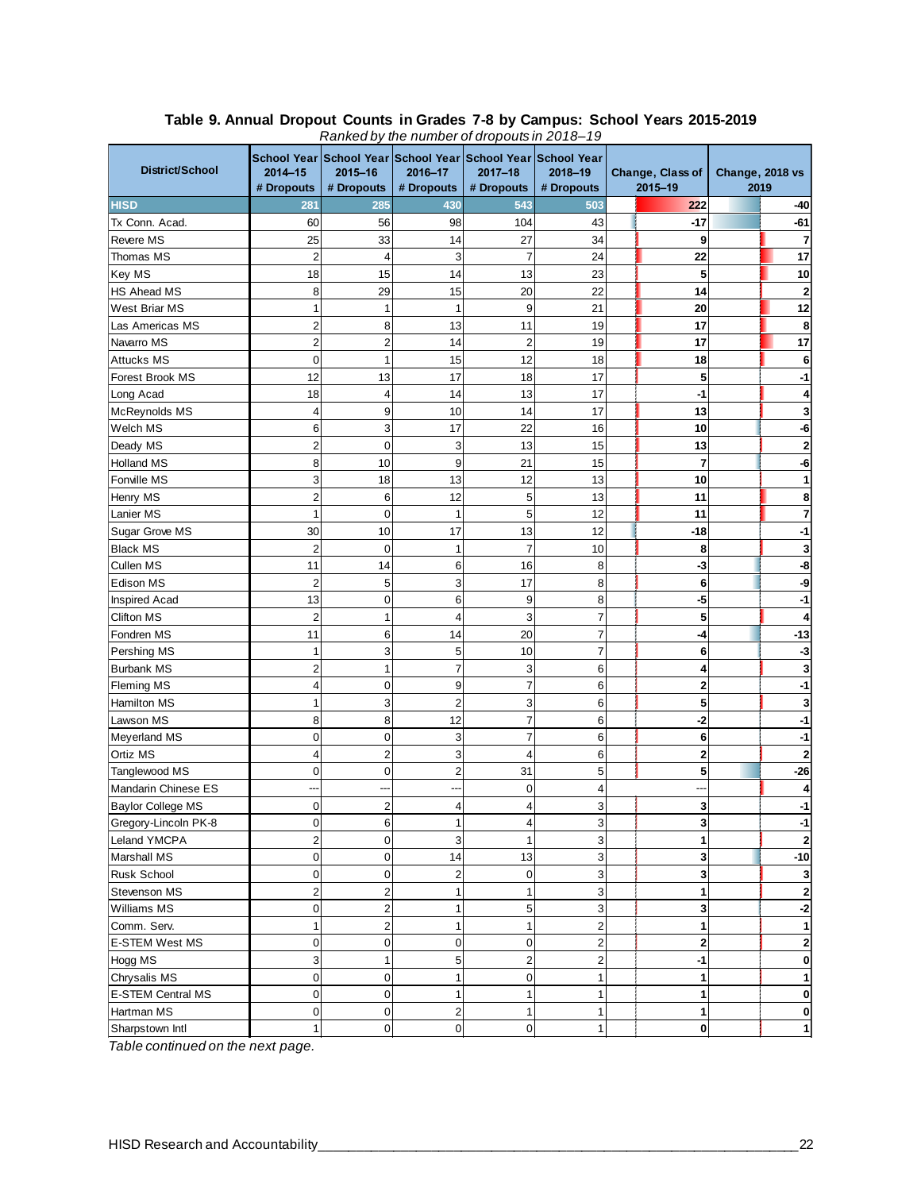**Table 9. Annual Dropout Counts in Grades 7-8 by Campus: School Years 2015-2019**

*Ranked by the number of dropouts in 2018–19*

| District/School | School Year 2014–15 # Dropouts | School Year 2015–16 # Dropouts | School Year 2016–17 # Dropouts | School Year 2017–18 # Dropouts | School Year 2018–19 # Dropouts | Change, Class of 2015–19 | Change, 2018 vs 2019 |
|---|---|---|---|---|---|---|---|
| HISD | 281 | 285 | 430 | 543 | 503 | 222 | -40 |
| Tx Conn. Acad. | 60 | 56 | 98 | 104 | 43 | -17 | -61 |
| Revere MS | 25 | 33 | 14 | 27 | 34 | 9 | 7 |
| Thomas MS | 2 | 4 | 3 | 7 | 24 | 22 | 17 |
| Key MS | 18 | 15 | 14 | 13 | 23 | 5 | 10 |
| HS Ahead MS | 8 | 29 | 15 | 20 | 22 | 14 | 2 |
| West Briar MS | 1 | 1 | 1 | 9 | 21 | 20 | 12 |
| Las Americas MS | 2 | 8 | 13 | 11 | 19 | 17 | 8 |
| Navarro MS | 2 | 2 | 14 | 2 | 19 | 17 | 17 |
| Attucks MS | 0 | 1 | 15 | 12 | 18 | 18 | 6 |
| Forest Brook MS | 12 | 13 | 17 | 18 | 17 | 5 | -1 |
| Long Acad | 18 | 4 | 14 | 13 | 17 | -1 | 4 |
| McReynolds MS | 4 | 9 | 10 | 14 | 17 | 13 | 3 |
| Welch MS | 6 | 3 | 17 | 22 | 16 | 10 | -6 |
| Deady MS | 2 | 0 | 3 | 13 | 15 | 13 | 2 |
| Holland MS | 8 | 10 | 9 | 21 | 15 | 7 | -6 |
| Fonville MS | 3 | 18 | 13 | 12 | 13 | 10 | 1 |
| Henry MS | 2 | 6 | 12 | 5 | 13 | 11 | 8 |
| Lanier MS | 1 | 0 | 1 | 5 | 12 | 11 | 7 |
| Sugar Grove MS | 30 | 10 | 17 | 13 | 12 | -18 | -1 |
| Black MS | 2 | 0 | 1 | 7 | 10 | 8 | 3 |
| Cullen MS | 11 | 14 | 6 | 16 | 8 | -3 | -8 |
| Edison MS | 2 | 5 | 3 | 17 | 8 | 6 | -9 |
| Inspired Acad | 13 | 0 | 6 | 9 | 8 | -5 | -1 |
| Clifton MS | 2 | 1 | 4 | 3 | 7 | 5 | 4 |
| Fondren MS | 11 | 6 | 14 | 20 | 7 | -4 | -13 |
| Pershing MS | 1 | 3 | 5 | 10 | 7 | 6 | -3 |
| Burbank MS | 2 | 1 | 7 | 3 | 6 | 4 | 3 |
| Fleming MS | 4 | 0 | 9 | 7 | 6 | 2 | -1 |
| Hamilton MS | 1 | 3 | 2 | 3 | 6 | 5 | 3 |
| Lawson MS | 8 | 8 | 12 | 7 | 6 | -2 | -1 |
| Meyerland MS | 0 | 0 | 3 | 7 | 6 | 6 | -1 |
| Ortiz MS | 4 | 2 | 3 | 4 | 6 | 2 | 2 |
| Tanglewood MS | 0 | 0 | 2 | 31 | 5 | 5 | -26 |
| Mandarin Chinese ES | --- | --- | --- | 0 | 4 | --- | 4 |
| Baylor College MS | 0 | 2 | 4 | 4 | 3 | 3 | -1 |
| Gregory-Lincoln PK-8 | 0 | 6 | 1 | 4 | 3 | 3 | -1 |
| Leland YMCPA | 2 | 0 | 3 | 1 | 3 | 1 | 2 |
| Marshall MS | 0 | 0 | 14 | 13 | 3 | 3 | -10 |
| Rusk School | 0 | 0 | 2 | 0 | 3 | 3 | 3 |
| Stevenson MS | 2 | 2 | 1 | 1 | 3 | 1 | 2 |
| Williams MS | 0 | 2 | 1 | 5 | 3 | 3 | -2 |
| Comm. Serv. | 1 | 2 | 1 | 1 | 2 | 1 | 1 |
| E-STEM West MS | 0 | 0 | 0 | 0 | 2 | 2 | 2 |
| Hogg MS | 3 | 1 | 5 | 2 | 2 | -1 | 0 |
| Chrysalis MS | 0 | 0 | 1 | 0 | 1 | 1 | 1 |
| E-STEM Central MS | 0 | 0 | 1 | 1 | 1 | 1 | 0 |
| Hartman MS | 0 | 0 | 2 | 1 | 1 | 1 | 0 |
| Sharpstown Intl | 1 | 0 | 0 | 0 | 1 | 0 | 1 |

*Table continued on the next page.*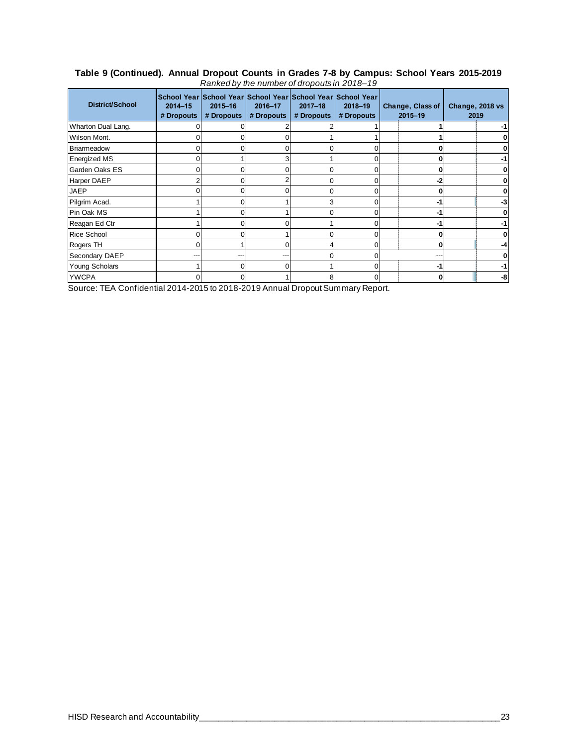**Table 9 (Continued). Annual Dropout Counts in Grades 7-8 by Campus: School Years 2015-2019**

*Ranked by the number of dropouts in 2018–19*

| District/School | School Year 2014–15 # Dropouts | School Year 2015–16 # Dropouts | School Year 2016–17 # Dropouts | School Year 2017–18 # Dropouts | School Year 2018–19 # Dropouts | Change, Class of 2015–19 | Change, 2018 vs 2019 |
|---|---|---|---|---|---|---|---|
| Wharton Dual Lang. | 0 | 0 | 2 | 2 | 1 | 1 | -1 |
| Wilson Mont. | 0 | 0 | 0 | 1 | 1 | 1 | 0 |
| Briarmeadow | 0 | 0 | 0 | 0 | 0 | 0 | 0 |
| Energized MS | 0 | 1 | 3 | 1 | 0 | 0 | -1 |
| Garden Oaks ES | 0 | 0 | 0 | 0 | 0 | 0 | 0 |
| Harper DAEP | 2 | 0 | 2 | 0 | 0 | -2 | 0 |
| JAEP | 0 | 0 | 0 | 0 | 0 | 0 | 0 |
| Pilgrim Acad. | 1 | 0 | 1 | 3 | 0 | -1 | -3 |
| Pin Oak MS | 1 | 0 | 1 | 0 | 0 | -1 | 0 |
| Reagan Ed Ctr | 1 | 0 | 0 | 1 | 0 | -1 | -1 |
| Rice School | 0 | 0 | 1 | 0 | 0 | 0 | 0 |
| Rogers TH | 0 | 1 | 0 | 4 | 0 | 0 | -4 |
| Secondary DAEP | --- | --- | --- | 0 | 0 | --- | 0 |
| Young Scholars | 1 | 0 | 0 | 1 | 0 | -1 | -1 |
| YWCPA | 0 | 0 | 1 | 8 | 0 | 0 | -8 |

Source: TEA Confidential 2014-2015 to 2018-2019 Annual Dropout Summary Report.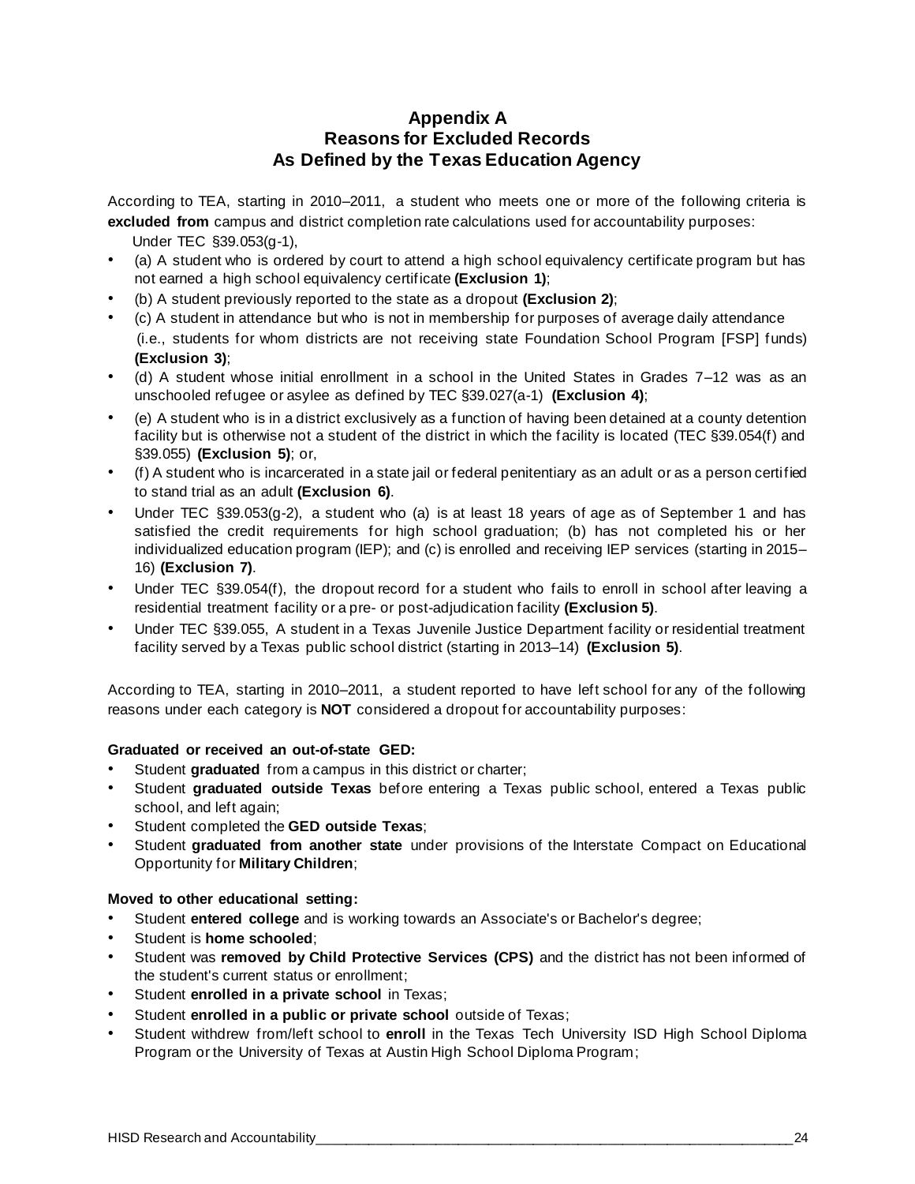# Appendix A
# Reasons for Excluded Records
# As Defined by the Texas Education Agency

According to TEA, starting in 2010–2011, a student who meets one or more of the following criteria is **excluded from** campus and district completion rate calculations used for accountability purposes:

Under TEC §39.053(g-1),

- (a) A student who is ordered by court to attend a high school equivalency certificate program but has not earned a high school equivalency certificate **(Exclusion 1)**;
- (b) A student previously reported to the state as a dropout **(Exclusion 2)**;
- (c) A student in attendance but who is not in membership for purposes of average daily attendance (i.e., students for whom districts are not receiving state Foundation School Program [FSP] funds) **(Exclusion 3)**;
- (d) A student whose initial enrollment in a school in the United States in Grades 7–12 was as an unschooled refugee or asylee as defined by TEC §39.027(a-1) **(Exclusion 4)**;
- (e) A student who is in a district exclusively as a function of having been detained at a county detention facility but is otherwise not a student of the district in which the facility is located (TEC §39.054(f) and §39.055) **(Exclusion 5)**; or,
- (f) A student who is incarcerated in a state jail or federal penitentiary as an adult or as a person certified to stand trial as an adult **(Exclusion 6)**.
- Under TEC §39.053(g-2), a student who (a) is at least 18 years of age as of September 1 and has satisfied the credit requirements for high school graduation; (b) has not completed his or her individualized education program (IEP); and (c) is enrolled and receiving IEP services (starting in 2015–16) **(Exclusion 7)**.
- Under TEC §39.054(f), the dropout record for a student who fails to enroll in school after leaving a residential treatment facility or a pre- or post-adjudication facility **(Exclusion 5)**.
- Under TEC §39.055, A student in a Texas Juvenile Justice Department facility or residential treatment facility served by a Texas public school district (starting in 2013–14) **(Exclusion 5)**.

According to TEA, starting in 2010–2011, a student reported to have left school for any of the following reasons under each category is **NOT** considered a dropout for accountability purposes:

**Graduated or received an out-of-state GED:**

- Student **graduated** from a campus in this district or charter;
- Student **graduated outside Texas** before entering a Texas public school, entered a Texas public school, and left again;
- Student completed the **GED outside Texas**;
- Student **graduated from another state** under provisions of the Interstate Compact on Educational Opportunity for **Military Children**;

**Moved to other educational setting:**

- Student **entered college** and is working towards an Associate's or Bachelor's degree;
- Student is **home schooled**;
- Student was **removed by Child Protective Services (CPS)** and the district has not been informed of the student's current status or enrollment;
- Student **enrolled in a private school** in Texas;
- Student **enrolled in a public or private school** outside of Texas;
- Student withdrew from/left school to **enroll** in the Texas Tech University ISD High School Diploma Program or the University of Texas at Austin High School Diploma Program;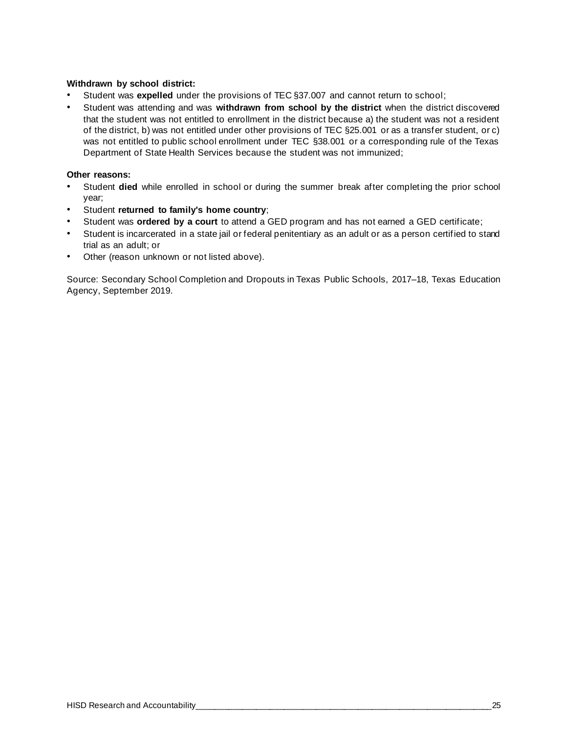**Withdrawn by school district:**

- Student was **expelled** under the provisions of TEC §37.007 and cannot return to school;
- Student was attending and was **withdrawn from school by the district** when the district discovered that the student was not entitled to enrollment in the district because a) the student was not a resident of the district, b) was not entitled under other provisions of TEC §25.001 or as a transfer student, or c) was not entitled to public school enrollment under TEC §38.001 or a corresponding rule of the Texas Department of State Health Services because the student was not immunized;

**Other reasons:**

- Student **died** while enrolled in school or during the summer break after completing the prior school year;
- Student **returned to family's home country**;
- Student was **ordered by a court** to attend a GED program and has not earned a GED certificate;
- Student is incarcerated in a state jail or federal penitentiary as an adult or as a person certified to stand trial as an adult; or
- Other (reason unknown or not listed above).

Source: Secondary School Completion and Dropouts in Texas Public Schools, 2017–18, Texas Education Agency, September 2019.